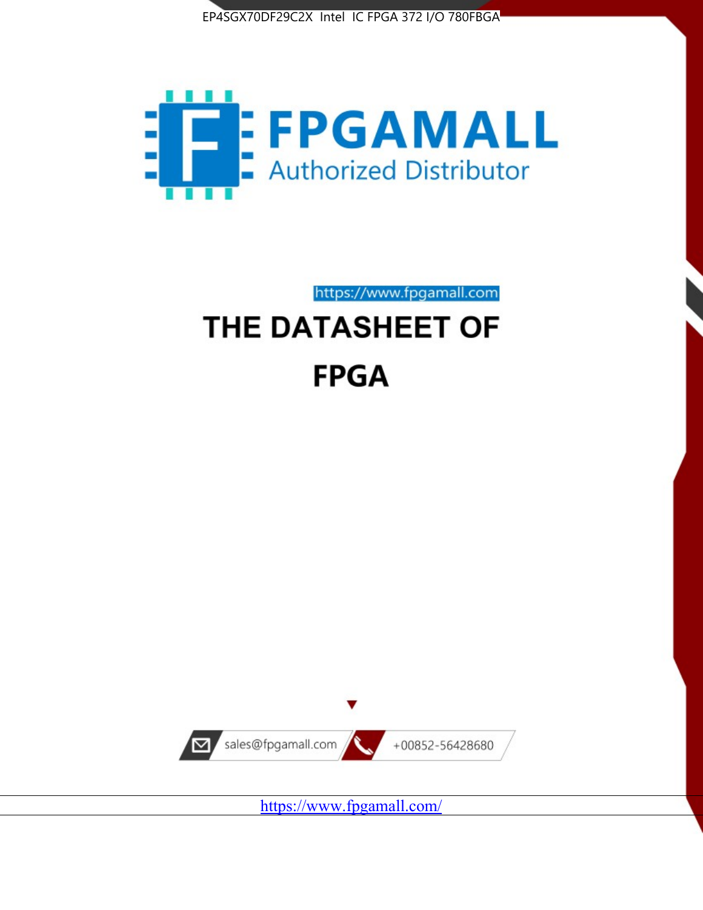EP4SGX70DF29C2X Intel IC FPGA 372 I/O 780FBGA

FPGAMALL

Authorized Distributor

https://www.fpgamall.com

# THE DATASHEET OF

# FPGA

sales@fpgamall.com

+00852-56428680

https://www.fpgamall.com/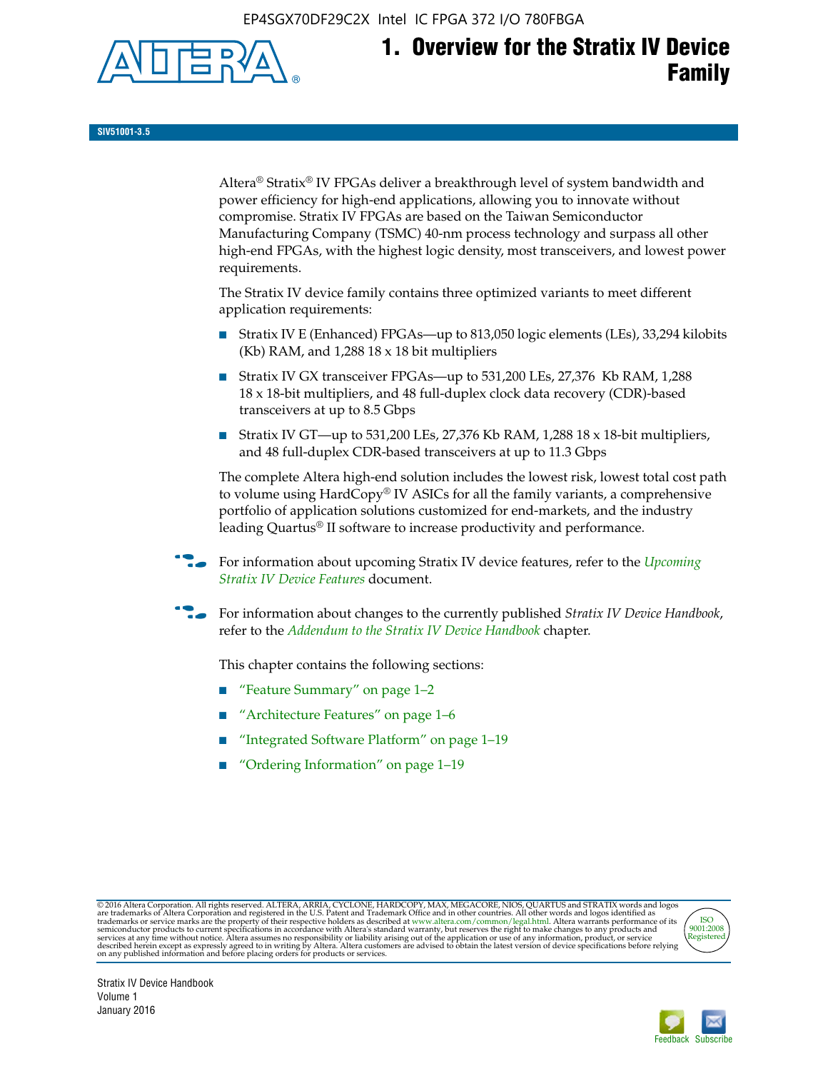# 1. Overview for the Stratix IV Device Family

**SIV51001-3.5**

Altera® Stratix® IV FPGAs deliver a breakthrough level of system bandwidth and power efficiency for high-end applications, allowing you to innovate without compromise. Stratix IV FPGAs are based on the Taiwan Semiconductor Manufacturing Company (TSMC) 40-nm process technology and surpass all other high-end FPGAs, with the highest logic density, most transceivers, and lowest power requirements.

The Stratix IV device family contains three optimized variants to meet different application requirements:

- Stratix IV E (Enhanced) FPGAs—up to 813,050 logic elements (LEs), 33,294 kilobits (Kb) RAM, and 1,288 18 x 18 bit multipliers
- Stratix IV GX transceiver FPGAs—up to 531,200 LEs, 27,376 Kb RAM, 1,288 18 x 18-bit multipliers, and 48 full-duplex clock data recovery (CDR)-based transceivers at up to 8.5 Gbps
- Stratix IV GT—up to 531,200 LEs, 27,376 Kb RAM, 1,288 18 x 18-bit multipliers, and 48 full-duplex CDR-based transceivers at up to 11.3 Gbps

The complete Altera high-end solution includes the lowest risk, lowest total cost path to volume using HardCopy® IV ASICs for all the family variants, a comprehensive portfolio of application solutions customized for end-markets, and the industry leading Quartus® II software to increase productivity and performance.

For information about upcoming Stratix IV device features, refer to the *Upcoming Stratix IV Device Features* document.

For information about changes to the currently published *Stratix IV Device Handbook*, refer to the *Addendum to the Stratix IV Device Handbook* chapter.

This chapter contains the following sections:

- "Feature Summary" on page 1–2
- "Architecture Features" on page 1–6
- "Integrated Software Platform" on page 1–19
- "Ordering Information" on page 1–19

© 2016 Altera Corporation. All rights reserved. ALTERA, ARRIA, CYCLONE, HARDCOPY, MAX, MEGACORE, NIOS, QUARTUS and STRATIX words and logos are trademarks of Altera Corporation and registered in the U.S. Patent and Trademark Office and in other countries. All other words and logos identified as trademarks or service marks are the property of their respective holders as described at www.altera.com/common/legal.html. Altera warrants performance of its semiconductor products to current specifications in accordance with Altera's standard warranty, but reserves the right to make changes to any products and services at any time without notice. Altera assumes no responsibility or liability arising out of the application or use of any information, product, or service described herein except as expressly agreed to in writing by Altera. Altera customers are advised to obtain the latest version of device specifications before relying on any published information and before placing orders for products or services.

Stratix IV Device Handbook
Volume 1
January 2016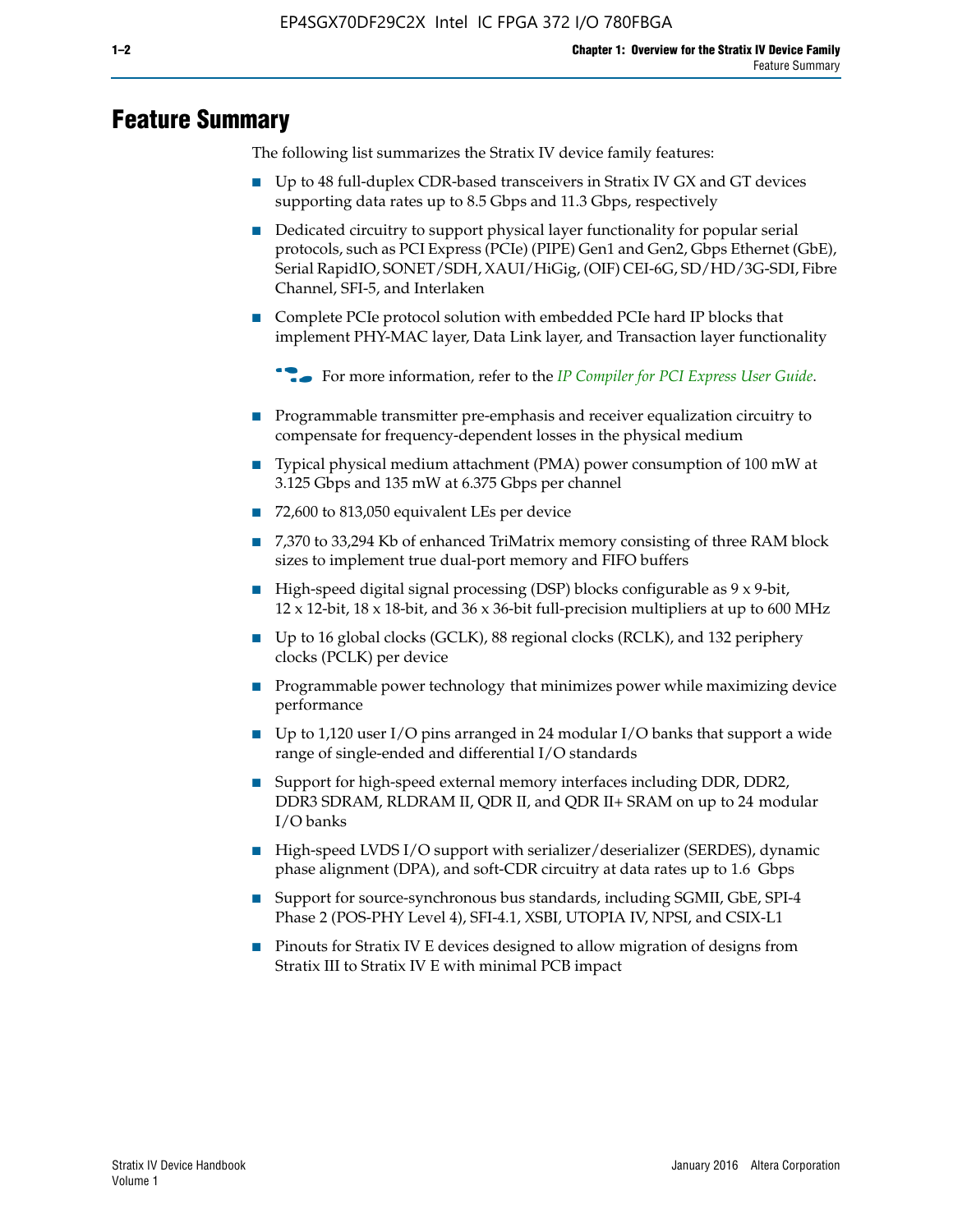# Feature Summary

The following list summarizes the Stratix IV device family features:

- Up to 48 full-duplex CDR-based transceivers in Stratix IV GX and GT devices supporting data rates up to 8.5 Gbps and 11.3 Gbps, respectively
- Dedicated circuitry to support physical layer functionality for popular serial protocols, such as PCI Express (PCIe) (PIPE) Gen1 and Gen2, Gbps Ethernet (GbE), Serial RapidIO, SONET/SDH, XAUI/HiGig, (OIF) CEI-6G, SD/HD/3G-SDI, Fibre Channel, SFI-5, and Interlaken
- Complete PCIe protocol solution with embedded PCIe hard IP blocks that implement PHY-MAC layer, Data Link layer, and Transaction layer functionality

For more information, refer to the *IP Compiler for PCI Express User Guide*.

- Programmable transmitter pre-emphasis and receiver equalization circuitry to compensate for frequency-dependent losses in the physical medium
- Typical physical medium attachment (PMA) power consumption of 100 mW at 3.125 Gbps and 135 mW at 6.375 Gbps per channel
- 72,600 to 813,050 equivalent LEs per device
- 7,370 to 33,294 Kb of enhanced TriMatrix memory consisting of three RAM block sizes to implement true dual-port memory and FIFO buffers
- High-speed digital signal processing (DSP) blocks configurable as 9 x 9-bit, 12 x 12-bit, 18 x 18-bit, and 36 x 36-bit full-precision multipliers at up to 600 MHz
- Up to 16 global clocks (GCLK), 88 regional clocks (RCLK), and 132 periphery clocks (PCLK) per device
- Programmable power technology that minimizes power while maximizing device performance
- Up to 1,120 user I/O pins arranged in 24 modular I/O banks that support a wide range of single-ended and differential I/O standards
- Support for high-speed external memory interfaces including DDR, DDR2, DDR3 SDRAM, RLDRAM II, QDR II, and QDR II+ SRAM on up to 24 modular I/O banks
- High-speed LVDS I/O support with serializer/deserializer (SERDES), dynamic phase alignment (DPA), and soft-CDR circuitry at data rates up to 1.6 Gbps
- Support for source-synchronous bus standards, including SGMII, GbE, SPI-4 Phase 2 (POS-PHY Level 4), SFI-4.1, XSBI, UTOPIA IV, NPSI, and CSIX-L1
- Pinouts for Stratix IV E devices designed to allow migration of designs from Stratix III to Stratix IV E with minimal PCB impact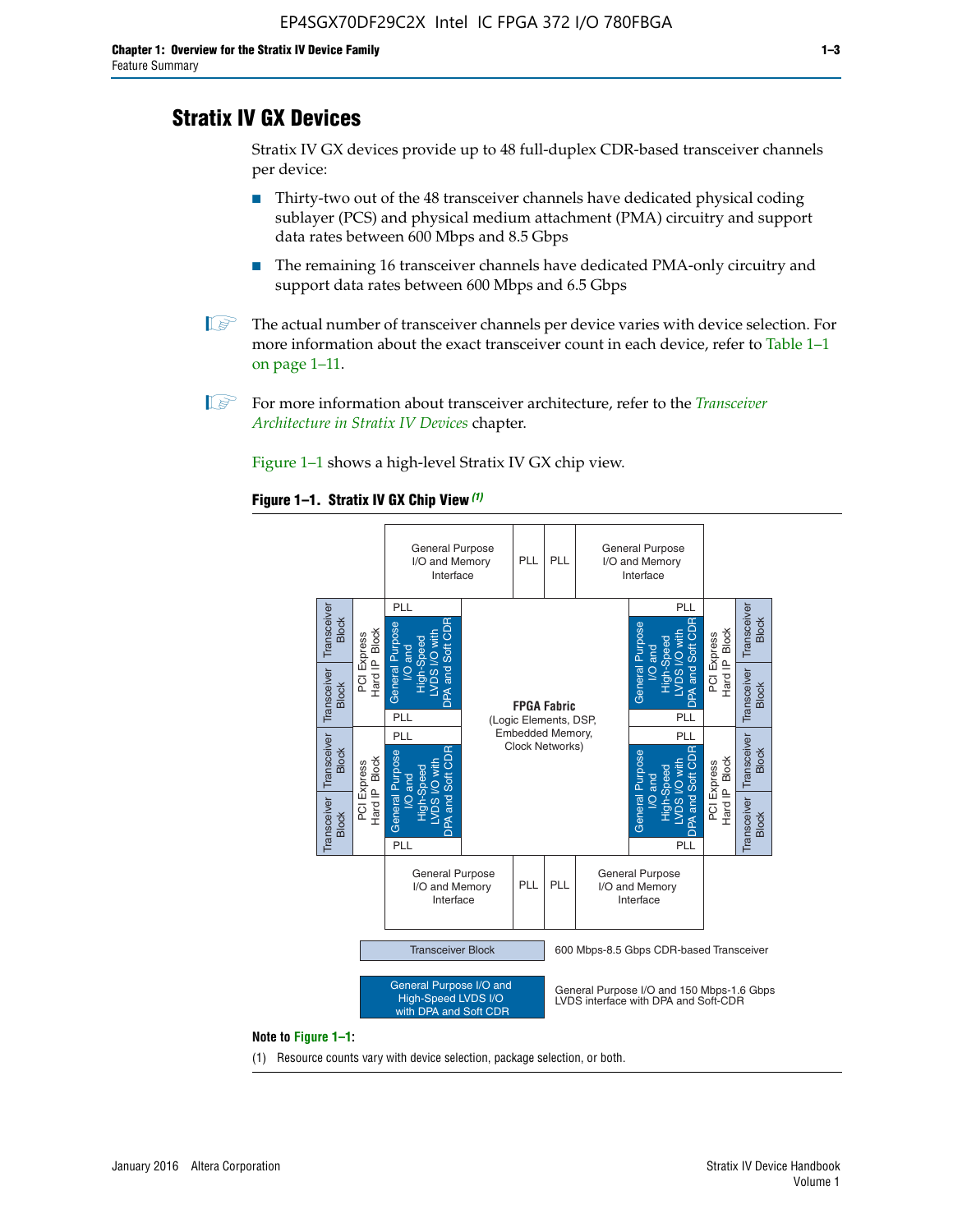## Stratix IV GX Devices

Stratix IV GX devices provide up to 48 full-duplex CDR-based transceiver channels per device:

- Thirty-two out of the 48 transceiver channels have dedicated physical coding sublayer (PCS) and physical medium attachment (PMA) circuitry and support data rates between 600 Mbps and 8.5 Gbps
- The remaining 16 transceiver channels have dedicated PMA-only circuitry and support data rates between 600 Mbps and 6.5 Gbps

The actual number of transceiver channels per device varies with device selection. For more information about the exact transceiver count in each device, refer to Table 1–1 on page 1–11.

For more information about transceiver architecture, refer to the *Transceiver Architecture in Stratix IV Devices* chapter.

Figure 1–1 shows a high-level Stratix IV GX chip view.

**Figure 1–1. Stratix IV GX Chip View** *(1)*

| | | General Purpose I/O and Memory Interface | PLL | PLL | General Purpose I/O and Memory Interface | | |
|---|---|---|---|---|---|---|---|
| Transceiver Block / Transceiver Block | PCI Express Hard IP Block | PLL / General Purpose I/O and High-Speed LVDS I/O with DPA and Soft CDR / PLL | FPGA Fabric (Logic Elements, DSP, Embedded Memory, Clock Networks) | | PLL / General Purpose I/O and High-Speed LVDS I/O with DPA and Soft CDR / PLL | PCI Express Hard IP Block | Transceiver Block / Transceiver Block |
| Transceiver Block / Transceiver Block | PCI Express Hard IP Block | PLL / General Purpose I/O and High-Speed LVDS I/O with DPA and Soft CDR / PLL | | | PLL / General Purpose I/O and High-Speed LVDS I/O with DPA and Soft CDR / PLL | PCI Express Hard IP Block | Transceiver Block / Transceiver Block |
| | | General Purpose I/O and Memory Interface | PLL | PLL | General Purpose I/O and Memory Interface | | |

| Legend | Description |
|---|---|
| Transceiver Block | 600 Mbps-8.5 Gbps CDR-based Transceiver |
| General Purpose I/O and High-Speed LVDS I/O with DPA and Soft CDR | General Purpose I/O and 150 Mbps-1.6 Gbps LVDS interface with DPA and Soft-CDR |

**Note to Figure 1–1:**

(1) Resource counts vary with device selection, package selection, or both.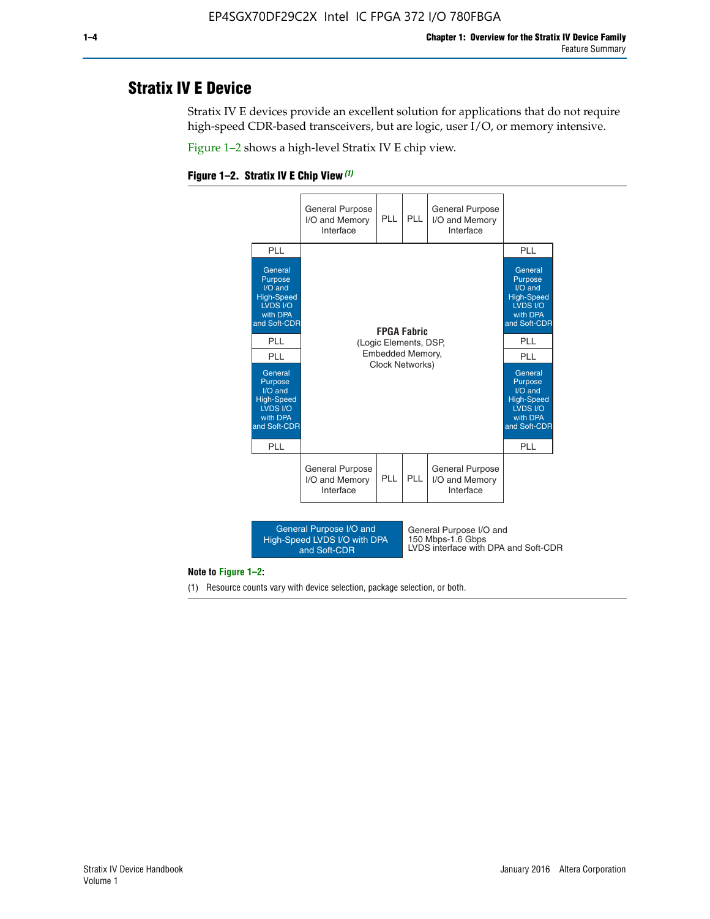## Stratix IV E Device

Stratix IV E devices provide an excellent solution for applications that do not require high-speed CDR-based transceivers, but are logic, user I/O, or memory intensive.

Figure 1–2 shows a high-level Stratix IV E chip view.

**Figure 1–2. Stratix IV E Chip View** *(1)*

General Purpose I/O and Memory Interface | PLL | PLL | General Purpose I/O and Memory Interface

PLL | General Purpose I/O and High-Speed LVDS I/O with DPA and Soft-CDR | PLL | PLL | General Purpose I/O and High-Speed LVDS I/O with DPA and Soft-CDR | PLL

**FPGA Fabric**
(Logic Elements, DSP, Embedded Memory, Clock Networks)

PLL | General Purpose I/O and High-Speed LVDS I/O with DPA and Soft-CDR | PLL | PLL | General Purpose I/O and High-Speed LVDS I/O with DPA and Soft-CDR | PLL

General Purpose I/O and Memory Interface | PLL | PLL | General Purpose I/O and Memory Interface

General Purpose I/O and High-Speed LVDS I/O with DPA and Soft-CDR: General Purpose I/O and 150 Mbps-1.6 Gbps LVDS interface with DPA and Soft-CDR

**Note to Figure 1–2:**

(1) Resource counts vary with device selection, package selection, or both.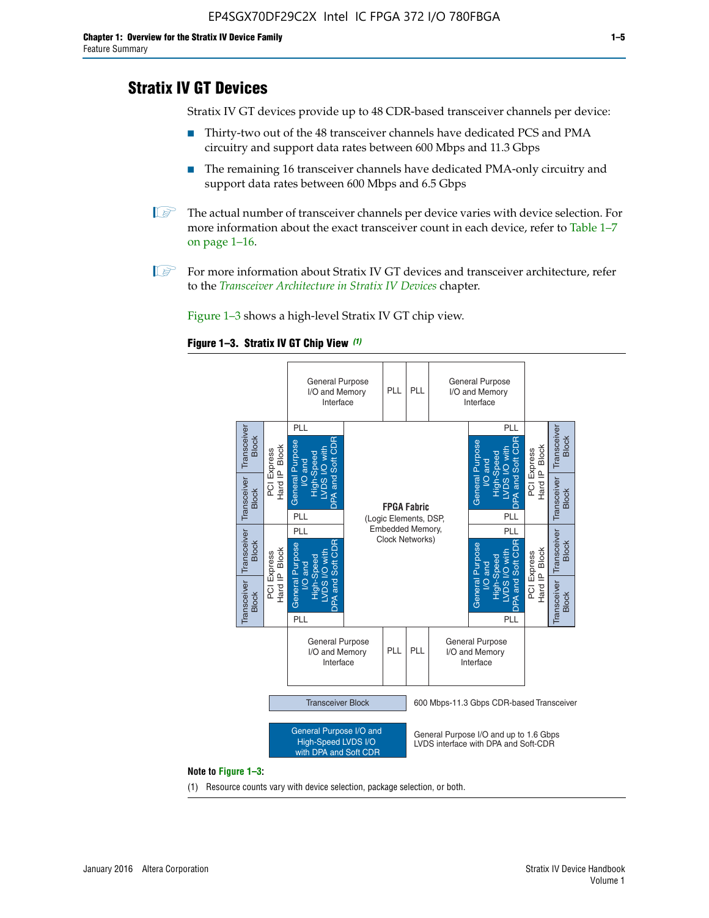## Stratix IV GT Devices

Stratix IV GT devices provide up to 48 CDR-based transceiver channels per device:

- Thirty-two out of the 48 transceiver channels have dedicated PCS and PMA circuitry and support data rates between 600 Mbps and 11.3 Gbps
- The remaining 16 transceiver channels have dedicated PMA-only circuitry and support data rates between 600 Mbps and 6.5 Gbps

The actual number of transceiver channels per device varies with device selection. For more information about the exact transceiver count in each device, refer to Table 1–7 on page 1–16.

For more information about Stratix IV GT devices and transceiver architecture, refer to the *Transceiver Architecture in Stratix IV Devices* chapter.

Figure 1–3 shows a high-level Stratix IV GT chip view.

**Figure 1–3. Stratix IV GT Chip View (1)**

General Purpose I/O and Memory Interface | PLL | PLL | General Purpose I/O and Memory Interface

Transceiver Block | PCI Express Hard IP Block | PLL | General Purpose I/O and High-Speed LVDS I/O with DPA and Soft CDR | PLL

**FPGA Fabric** (Logic Elements, DSP, Embedded Memory, Clock Networks)

Transceiver Block — 600 Mbps-11.3 Gbps CDR-based Transceiver

General Purpose I/O and High-Speed LVDS I/O with DPA and Soft CDR — General Purpose I/O and up to 1.6 Gbps LVDS interface with DPA and Soft-CDR

**Note to Figure 1–3:**

(1) Resource counts vary with device selection, package selection, or both.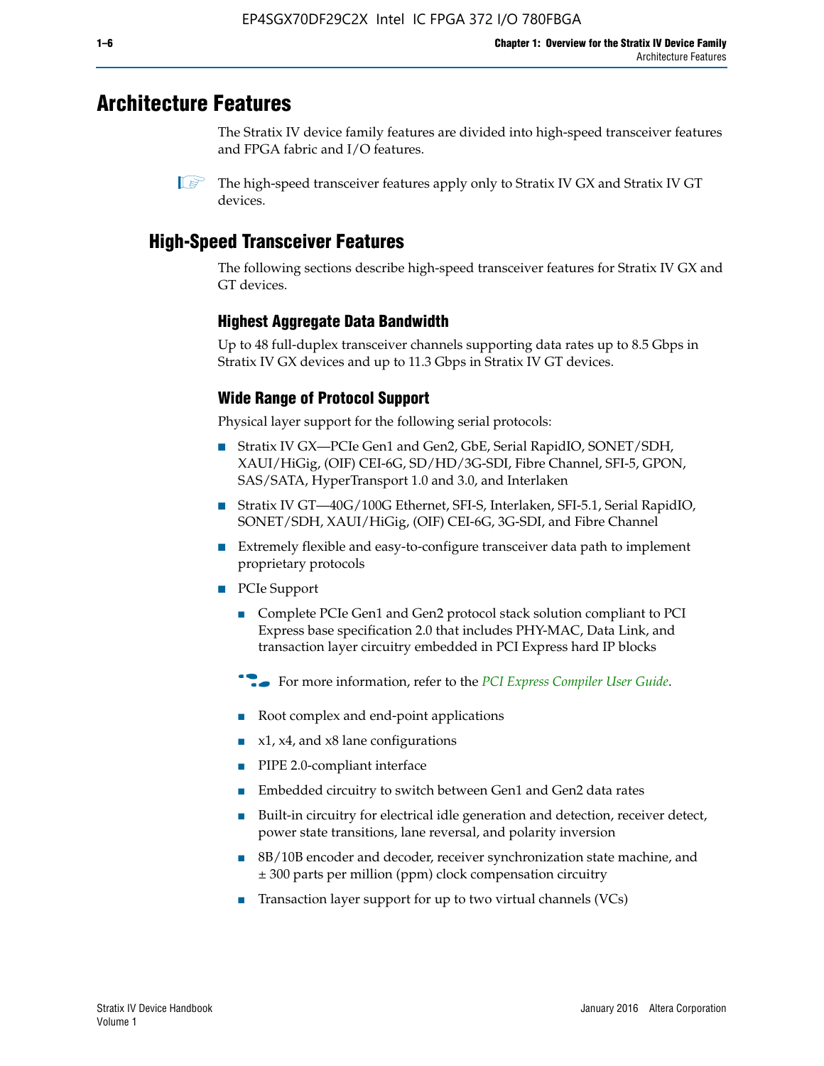# Architecture Features

The Stratix IV device family features are divided into high-speed transceiver features and FPGA fabric and I/O features.

The high-speed transceiver features apply only to Stratix IV GX and Stratix IV GT devices.

## High-Speed Transceiver Features

The following sections describe high-speed transceiver features for Stratix IV GX and GT devices.

### Highest Aggregate Data Bandwidth

Up to 48 full-duplex transceiver channels supporting data rates up to 8.5 Gbps in Stratix IV GX devices and up to 11.3 Gbps in Stratix IV GT devices.

### Wide Range of Protocol Support

Physical layer support for the following serial protocols:

- Stratix IV GX—PCIe Gen1 and Gen2, GbE, Serial RapidIO, SONET/SDH, XAUI/HiGig, (OIF) CEI-6G, SD/HD/3G-SDI, Fibre Channel, SFI-5, GPON, SAS/SATA, HyperTransport 1.0 and 3.0, and Interlaken
- Stratix IV GT—40G/100G Ethernet, SFI-S, Interlaken, SFI-5.1, Serial RapidIO, SONET/SDH, XAUI/HiGig, (OIF) CEI-6G, 3G-SDI, and Fibre Channel
- Extremely flexible and easy-to-configure transceiver data path to implement proprietary protocols
- PCIe Support
  - Complete PCIe Gen1 and Gen2 protocol stack solution compliant to PCI Express base specification 2.0 that includes PHY-MAC, Data Link, and transaction layer circuitry embedded in PCI Express hard IP blocks

  For more information, refer to the *PCI Express Compiler User Guide*.

  - Root complex and end-point applications
  - x1, x4, and x8 lane configurations
  - PIPE 2.0-compliant interface
  - Embedded circuitry to switch between Gen1 and Gen2 data rates
  - Built-in circuitry for electrical idle generation and detection, receiver detect, power state transitions, lane reversal, and polarity inversion
  - 8B/10B encoder and decoder, receiver synchronization state machine, and ± 300 parts per million (ppm) clock compensation circuitry
  - Transaction layer support for up to two virtual channels (VCs)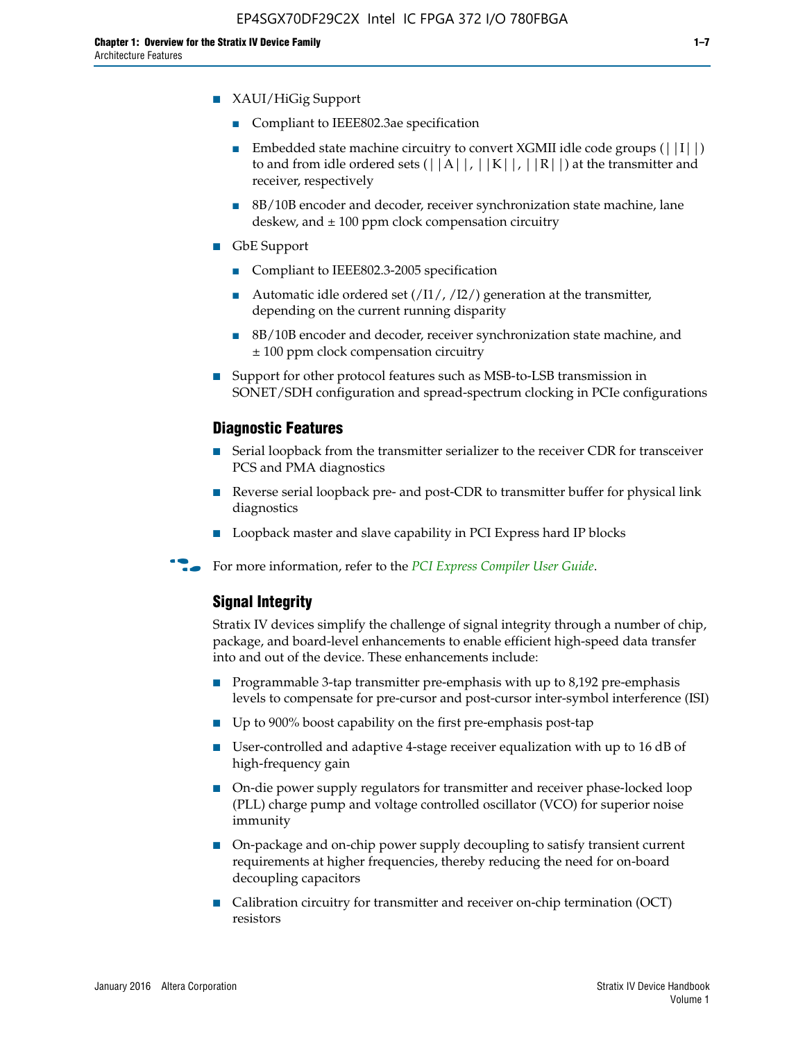- XAUI/HiGig Support
  - Compliant to IEEE802.3ae specification
  - Embedded state machine circuitry to convert XGMII idle code groups (||I||) to and from idle ordered sets (||A||, ||K||, ||R||) at the transmitter and receiver, respectively
  - 8B/10B encoder and decoder, receiver synchronization state machine, lane deskew, and ± 100 ppm clock compensation circuitry
- GbE Support
  - Compliant to IEEE802.3-2005 specification
  - Automatic idle ordered set (/I1/, /I2/) generation at the transmitter, depending on the current running disparity
  - 8B/10B encoder and decoder, receiver synchronization state machine, and ± 100 ppm clock compensation circuitry
- Support for other protocol features such as MSB-to-LSB transmission in SONET/SDH configuration and spread-spectrum clocking in PCIe configurations

### Diagnostic Features

- Serial loopback from the transmitter serializer to the receiver CDR for transceiver PCS and PMA diagnostics
- Reverse serial loopback pre- and post-CDR to transmitter buffer for physical link diagnostics
- Loopback master and slave capability in PCI Express hard IP blocks

For more information, refer to the *PCI Express Compiler User Guide*.

### Signal Integrity

Stratix IV devices simplify the challenge of signal integrity through a number of chip, package, and board-level enhancements to enable efficient high-speed data transfer into and out of the device. These enhancements include:

- Programmable 3-tap transmitter pre-emphasis with up to 8,192 pre-emphasis levels to compensate for pre-cursor and post-cursor inter-symbol interference (ISI)
- Up to 900% boost capability on the first pre-emphasis post-tap
- User-controlled and adaptive 4-stage receiver equalization with up to 16 dB of high-frequency gain
- On-die power supply regulators for transmitter and receiver phase-locked loop (PLL) charge pump and voltage controlled oscillator (VCO) for superior noise immunity
- On-package and on-chip power supply decoupling to satisfy transient current requirements at higher frequencies, thereby reducing the need for on-board decoupling capacitors
- Calibration circuitry for transmitter and receiver on-chip termination (OCT) resistors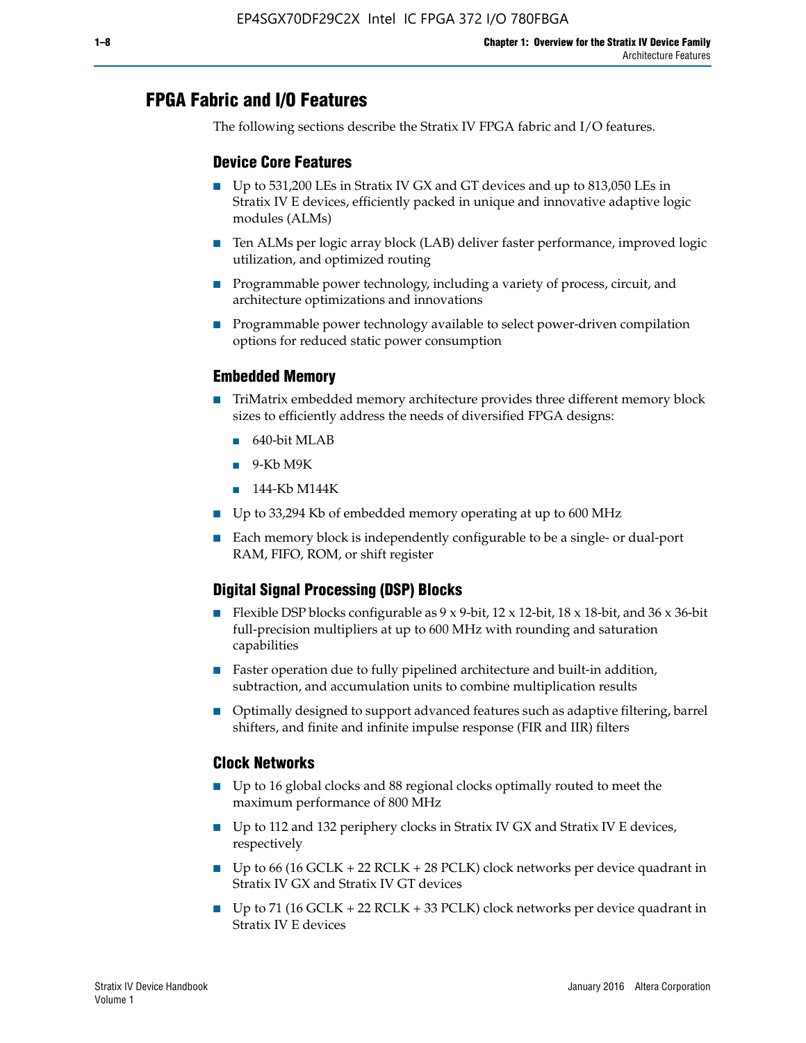# FPGA Fabric and I/O Features

The following sections describe the Stratix IV FPGA fabric and I/O features.

## Device Core Features

- Up to 531,200 LEs in Stratix IV GX and GT devices and up to 813,050 LEs in Stratix IV E devices, efficiently packed in unique and innovative adaptive logic modules (ALMs)
- Ten ALMs per logic array block (LAB) deliver faster performance, improved logic utilization, and optimized routing
- Programmable power technology, including a variety of process, circuit, and architecture optimizations and innovations
- Programmable power technology available to select power-driven compilation options for reduced static power consumption

## Embedded Memory

- TriMatrix embedded memory architecture provides three different memory block sizes to efficiently address the needs of diversified FPGA designs:
  - 640-bit MLAB
  - 9-Kb M9K
  - 144-Kb M144K
- Up to 33,294 Kb of embedded memory operating at up to 600 MHz
- Each memory block is independently configurable to be a single- or dual-port RAM, FIFO, ROM, or shift register

## Digital Signal Processing (DSP) Blocks

- Flexible DSP blocks configurable as 9 x 9-bit, 12 x 12-bit, 18 x 18-bit, and 36 x 36-bit full-precision multipliers at up to 600 MHz with rounding and saturation capabilities
- Faster operation due to fully pipelined architecture and built-in addition, subtraction, and accumulation units to combine multiplication results
- Optimally designed to support advanced features such as adaptive filtering, barrel shifters, and finite and infinite impulse response (FIR and IIR) filters

## Clock Networks

- Up to 16 global clocks and 88 regional clocks optimally routed to meet the maximum performance of 800 MHz
- Up to 112 and 132 periphery clocks in Stratix IV GX and Stratix IV E devices, respectively
- Up to 66 (16 GCLK + 22 RCLK + 28 PCLK) clock networks per device quadrant in Stratix IV GX and Stratix IV GT devices
- Up to 71 (16 GCLK + 22 RCLK + 33 PCLK) clock networks per device quadrant in Stratix IV E devices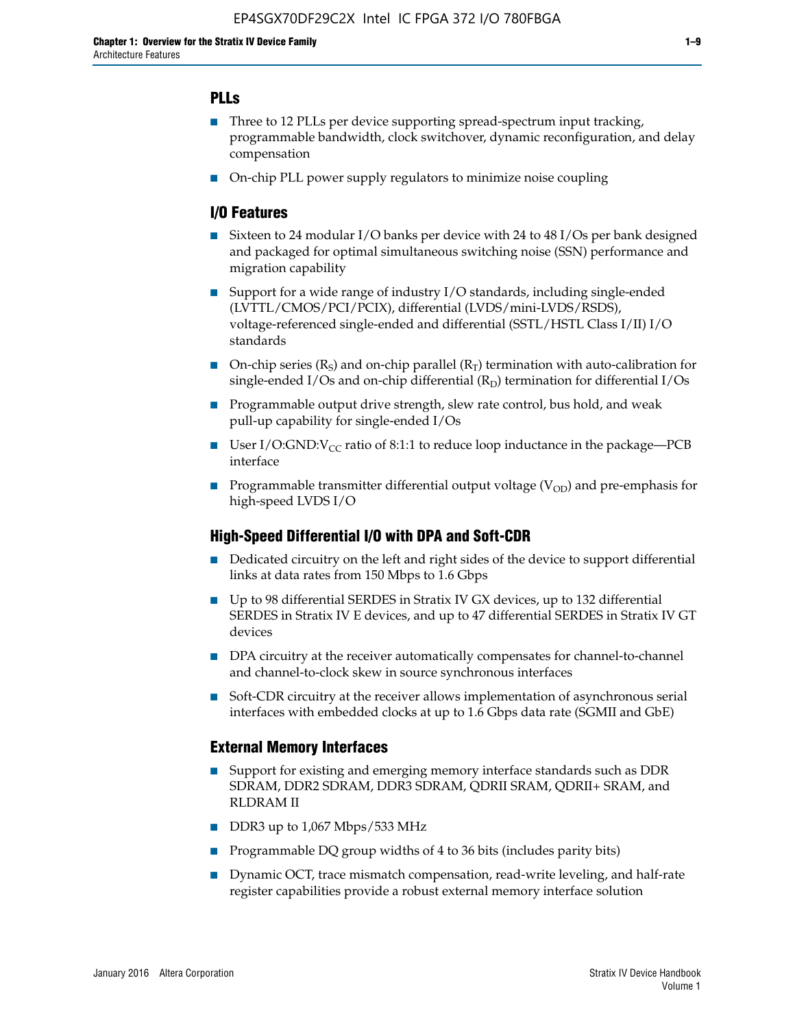## PLLs

- Three to 12 PLLs per device supporting spread-spectrum input tracking, programmable bandwidth, clock switchover, dynamic reconfiguration, and delay compensation
- On-chip PLL power supply regulators to minimize noise coupling

## I/O Features

- Sixteen to 24 modular I/O banks per device with 24 to 48 I/Os per bank designed and packaged for optimal simultaneous switching noise (SSN) performance and migration capability
- Support for a wide range of industry I/O standards, including single-ended (LVTTL/CMOS/PCI/PCIX), differential (LVDS/mini-LVDS/RSDS), voltage-referenced single-ended and differential (SSTL/HSTL Class I/II) I/O standards
- On-chip series ($R_S$) and on-chip parallel ($R_T$) termination with auto-calibration for single-ended I/Os and on-chip differential ($R_D$) termination for differential I/Os
- Programmable output drive strength, slew rate control, bus hold, and weak pull-up capability for single-ended I/Os
- User I/O:GND:$V_{CC}$ ratio of 8:1:1 to reduce loop inductance in the package—PCB interface
- Programmable transmitter differential output voltage ($V_{OD}$) and pre-emphasis for high-speed LVDS I/O

## High-Speed Differential I/O with DPA and Soft-CDR

- Dedicated circuitry on the left and right sides of the device to support differential links at data rates from 150 Mbps to 1.6 Gbps
- Up to 98 differential SERDES in Stratix IV GX devices, up to 132 differential SERDES in Stratix IV E devices, and up to 47 differential SERDES in Stratix IV GT devices
- DPA circuitry at the receiver automatically compensates for channel-to-channel and channel-to-clock skew in source synchronous interfaces
- Soft-CDR circuitry at the receiver allows implementation of asynchronous serial interfaces with embedded clocks at up to 1.6 Gbps data rate (SGMII and GbE)

## External Memory Interfaces

- Support for existing and emerging memory interface standards such as DDR SDRAM, DDR2 SDRAM, DDR3 SDRAM, QDRII SRAM, QDRII+ SRAM, and RLDRAM II
- DDR3 up to 1,067 Mbps/533 MHz
- Programmable DQ group widths of 4 to 36 bits (includes parity bits)
- Dynamic OCT, trace mismatch compensation, read-write leveling, and half-rate register capabilities provide a robust external memory interface solution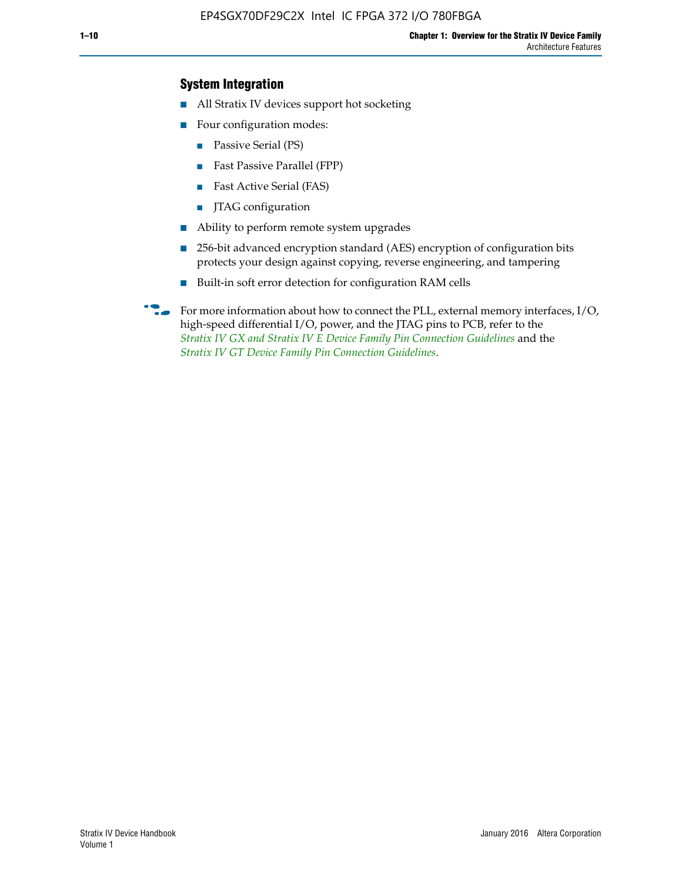## System Integration

- All Stratix IV devices support hot socketing
- Four configuration modes:
  - Passive Serial (PS)
  - Fast Passive Parallel (FPP)
  - Fast Active Serial (FAS)
  - JTAG configuration
- Ability to perform remote system upgrades
- 256-bit advanced encryption standard (AES) encryption of configuration bits protects your design against copying, reverse engineering, and tampering
- Built-in soft error detection for configuration RAM cells

For more information about how to connect the PLL, external memory interfaces, I/O, high-speed differential I/O, power, and the JTAG pins to PCB, refer to the *Stratix IV GX and Stratix IV E Device Family Pin Connection Guidelines* and the *Stratix IV GT Device Family Pin Connection Guidelines*.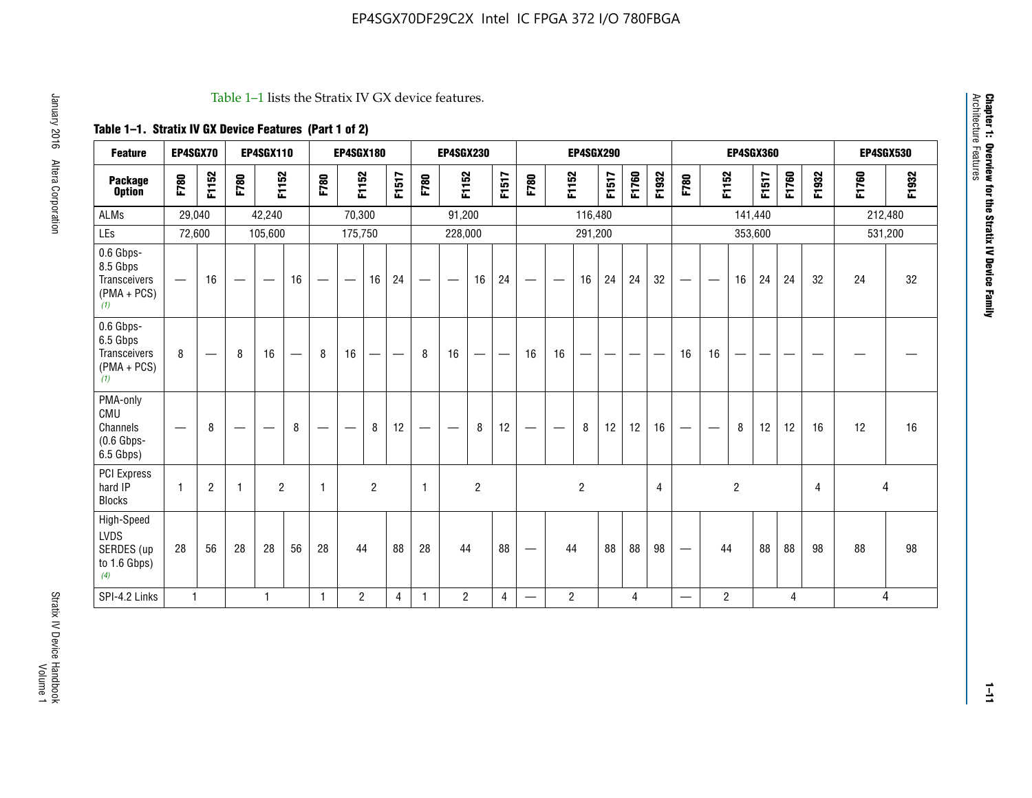Table 1–1 lists the Stratix IV GX device features.

**Table 1–1. Stratix IV GX Device Features (Part 1 of 2)**

| Feature | EP4SGX70 | | EP4SGX110 | | | EP4SGX180 | | | | EP4SGX230 | | | | EP4SGX290 | | | | | | EP4SGX360 | | | | | | EP4SGX530 | |
|---|---|---|---|---|---|---|---|---|---|---|---|---|---|---|---|---|---|---|---|---|---|---|---|---|---|---|---|
| **Package Option** | F780 | F1152 | F780 | F1152 | | F780 | F1152 | | F1517 | F780 | F1152 | | F1517 | F780 | F1152 | | F1517 | F1760 | F1932 | F780 | F1152 | | F1517 | F1760 | F1932 | F1760 | F1932 |
| ALMs | 29,040 | | 42,240 | | | 70,300 | | | | 91,200 | | | | 116,480 | | | | | | 141,440 | | | | | | 212,480 | |
| LEs | 72,600 | | 105,600 | | | 175,750 | | | | 228,000 | | | | 291,200 | | | | | | 353,600 | | | | | | 531,200 | |
| 0.6 Gbps-8.5 Gbps Transceivers (PMA + PCS) (1) | — | 16 | — | — | 16 | — | — | 16 | 24 | — | — | 16 | 24 | — | — | 16 | 24 | 24 | 32 | — | — | 16 | 24 | 24 | 32 | 24 | 32 |
| 0.6 Gbps-6.5 Gbps Transceivers (PMA + PCS) (1) | 8 | — | 8 | 16 | — | 8 | 16 | — | — | 8 | 16 | — | — | 16 | 16 | — | — | — | — | 16 | 16 | — | — | — | — | — | — |
| PMA-only CMU Channels (0.6 Gbps-6.5 Gbps) | — | 8 | — | — | 8 | — | — | 8 | 12 | — | — | 8 | 12 | — | — | 8 | 12 | 12 | 16 | — | — | 8 | 12 | 12 | 16 | 12 | 16 |
| PCI Express hard IP Blocks | 1 | 2 | 1 | 2 | | 1 | 2 | | | 1 | 2 | | | 2 | | | | | 4 | 2 | | | | | 4 | 4 | |
| High-Speed LVDS SERDES (up to 1.6 Gbps) (4) | 28 | 56 | 28 | 28 | 56 | 28 | 44 | | 88 | 28 | 44 | | 88 | — | 44 | | 88 | 88 | 98 | — | 44 | | 88 | 88 | 98 | 88 | 98 |
| SPI-4.2 Links | 1 | | 1 | | | 1 | 2 | | 4 | 1 | 2 | | 4 | — | 2 | | 4 | | | — | 2 | | 4 | | | 4 | |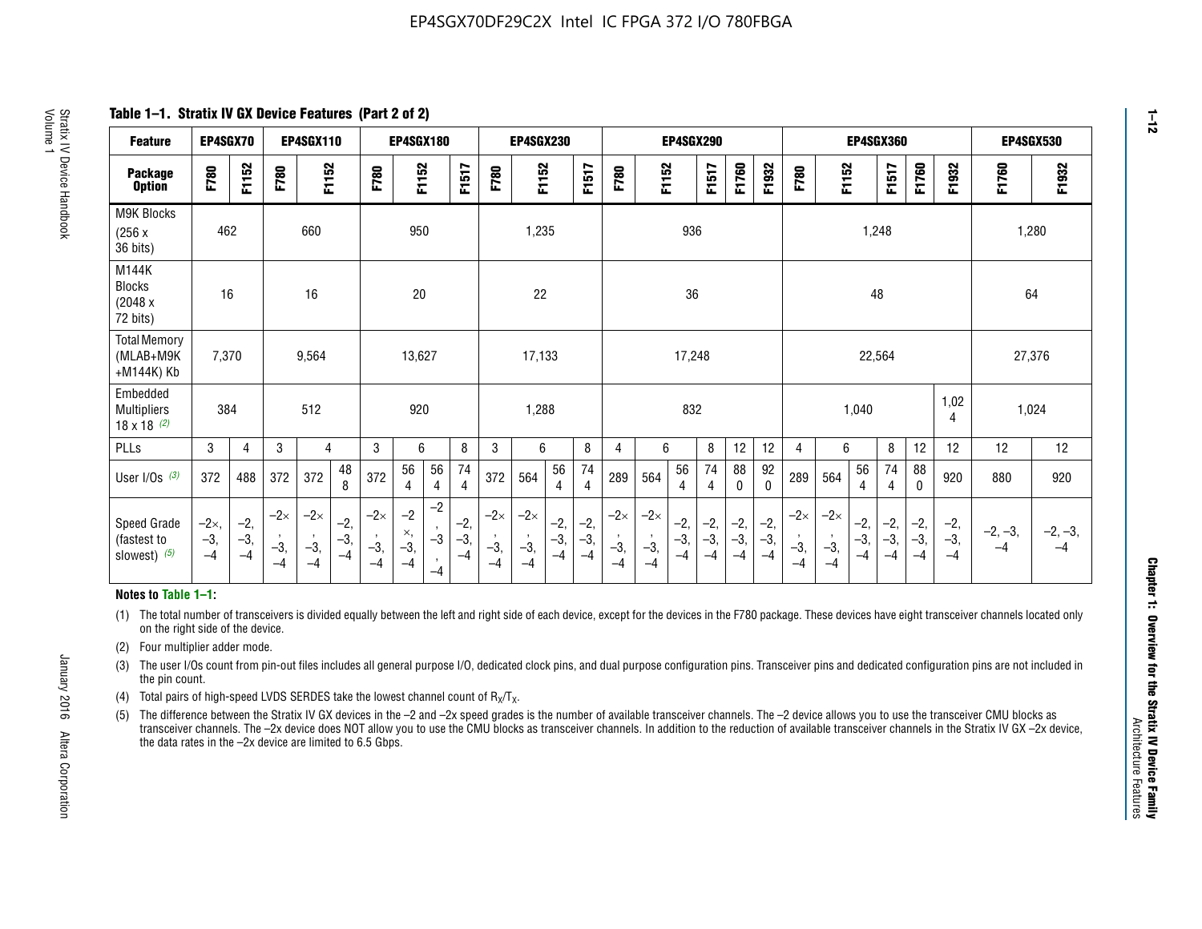**Table 1–1. Stratix IV GX Device Features (Part 2 of 2)**

| Feature | EP4SGX70 | | EP4SGX110 | | EP4SGX180 | | | EP4SGX230 | | | EP4SGX290 | | | | | EP4SGX360 | | | | | EP4SGX530 | |
|---|---|---|---|---|---|---|---|---|---|---|---|---|---|---|---|---|---|---|---|---|---|---|
| Package Option | F780 | F1152 | F780 | F1152 | F780 | F1152 | F1517 | F780 | F1152 | F1517 | F780 | F1152 | F1517 | F1760 | F1932 | F780 | F1152 | F1517 | F1760 | F1932 | F1760 | F1932 |
| M9K Blocks (256 x 36 bits) | 462 | | 660 | | 950 | | | 1,235 | | | 936 | | | | | 1,248 | | | | | 1,280 | |
| M144K Blocks (2048 x 72 bits) | 16 | | 16 | | 20 | | | 22 | | | 36 | | | | | 48 | | | | | 64 | |
| Total Memory (MLAB+M9K +M144K) Kb | 7,370 | | 9,564 | | 13,627 | | | 17,133 | | | 17,248 | | | | | 22,564 | | | | | 27,376 | |
| Embedded Multipliers 18 x 18 (2) | 384 | | 512 | | 920 | | | 1,288 | | | 832 | | | | | 1,040 | | | | 1,024 | 1,024 | |
| PLLs | 3 | 4 | 3 | 4 | 3 | 6 | 8 | 3 | 6 | 8 | 4 | 6 | 8 | 12 | 12 | 4 | 6 | 8 | 12 | 12 | 12 | 12 |
| User I/Os (3) | 372 | 488 | 372 | 372, 488 | 372 | 564, 564 | 744 | 372 | 564, 564 | 744 | 289 | 564, 564 | 744 | 880 | 920 | 289 | 564, 564 | 744 | 880 | 920 | 880 | 920 |
| Speed Grade (fastest to slowest) (5) | –2×, –3, –4 | –2, –3, –4 | –2×, –3, –4 | –2×, –3, –4; –2, –3, –4 | –2×, –3, –4 | –2×, –3, –4; –2, –3, –4 | –2, –3, –4 | –2×, –3, –4 | –2×, –3, –4; –2, –3, –4 | –2, –3, –4 | –2×, –3, –4 | –2×, –3, –4; –2, –3, –4 | –2, –3, –4 | –2, –3, –4 | –2, –3, –4 | –2×, –3, –4 | –2×, –3, –4; –2, –3, –4 | –2, –3, –4 | –2, –3, –4 | –2, –3, –4 | –2, –3, –4 | –2, –3, –4 |

**Notes to Table 1–1:**

(1) The total number of transceivers is divided equally between the left and right side of each device, except for the devices in the F780 package. These devices have eight transceiver channels located only on the right side of the device.

(2) Four multiplier adder mode.

(3) The user I/Os count from pin-out files includes all general purpose I/O, dedicated clock pins, and dual purpose configuration pins. Transceiver pins and dedicated configuration pins are not included in the pin count.

(4) Total pairs of high-speed LVDS SERDES take the lowest channel count of $R_X/T_X$.

(5) The difference between the Stratix IV GX devices in the –2 and –2x speed grades is the number of available transceiver channels. The –2 device allows you to use the transceiver CMU blocks as transceiver channels. The –2x device does NOT allow you to use the CMU blocks as transceiver channels. In addition to the reduction of available transceiver channels in the Stratix IV GX –2x device, the data rates in the –2x device are limited to 6.5 Gbps.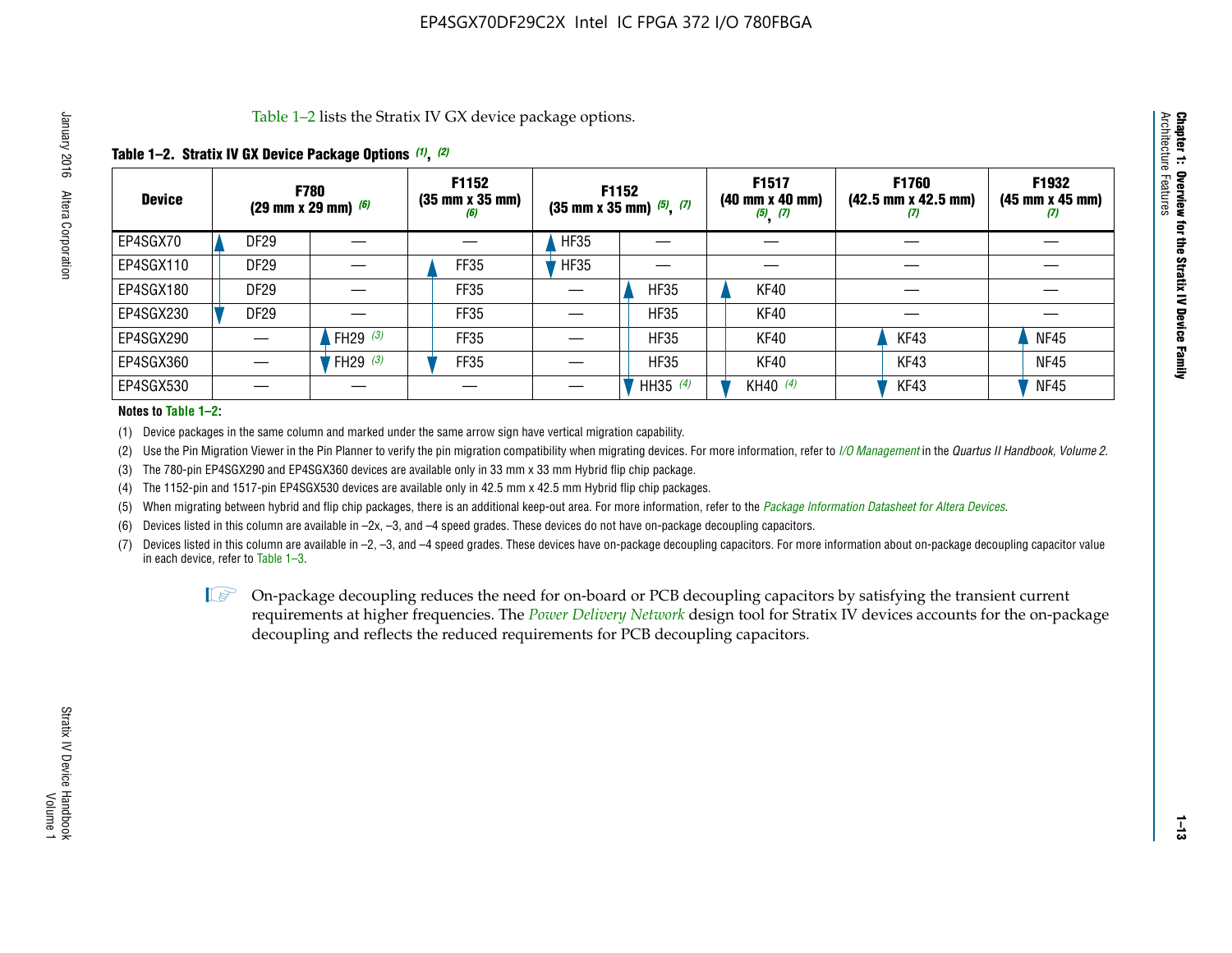Table 1–2 lists the Stratix IV GX device package options.

**Table 1–2. Stratix IV GX Device Package Options (1), (2)**

| Device | F780 (29 mm x 29 mm) (6) | | F1152 (35 mm x 35 mm) (6) | F1152 (35 mm x 35 mm) (5), (7) | | F1517 (40 mm x 40 mm) (5), (7) | F1760 (42.5 mm x 42.5 mm) (7) | F1932 (45 mm x 45 mm) (7) |
|---|---|---|---|---|---|---|---|---|
| EP4SGX70 | DF29 | — | — | HF35 | — | — | — | — |
| EP4SGX110 | DF29 | — | FF35 | HF35 | — | — | — | — |
| EP4SGX180 | DF29 | — | FF35 | — | HF35 | KF40 | — | — |
| EP4SGX230 | DF29 | — | FF35 | — | HF35 | KF40 | — | — |
| EP4SGX290 | — | FH29 (3) | FF35 | — | HF35 | KF40 | KF43 | NF45 |
| EP4SGX360 | — | FH29 (3) | FF35 | — | HF35 | KF40 | KF43 | NF45 |
| EP4SGX530 | — | — | — | — | HH35 (4) | KH40 (4) | KF43 | NF45 |

**Notes to Table 1–2:**

(1) Device packages in the same column and marked under the same arrow sign have vertical migration capability.

(2) Use the Pin Migration Viewer in the Pin Planner to verify the pin migration compatibility when migrating devices. For more information, refer to *I/O Management* in the *Quartus II Handbook, Volume 2*.

(3) The 780-pin EP4SGX290 and EP4SGX360 devices are available only in 33 mm x 33 mm Hybrid flip chip package.

(4) The 1152-pin and 1517-pin EP4SGX530 devices are available only in 42.5 mm x 42.5 mm Hybrid flip chip packages.

(5) When migrating between hybrid and flip chip packages, there is an additional keep-out area. For more information, refer to the *Package Information Datasheet for Altera Devices*.

(6) Devices listed in this column are available in –2x, –3, and –4 speed grades. These devices do not have on-package decoupling capacitors.

(7) Devices listed in this column are available in –2, –3, and –4 speed grades. These devices have on-package decoupling capacitors. For more information about on-package decoupling capacitor value in each device, refer to Table 1–3.

On-package decoupling reduces the need for on-board or PCB decoupling capacitors by satisfying the transient current requirements at higher frequencies. The *Power Delivery Network* design tool for Stratix IV devices accounts for the on-package decoupling and reflects the reduced requirements for PCB decoupling capacitors.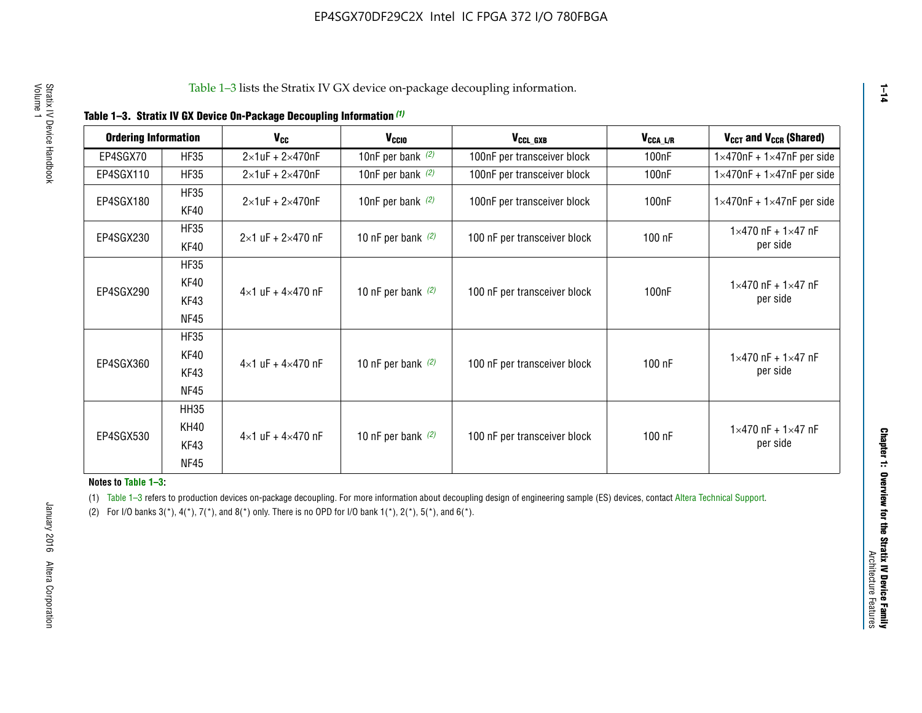Table 1–3 lists the Stratix IV GX device on-package decoupling information.

**Table 1–3. Stratix IV GX Device On-Package Decoupling Information (1)**

| Ordering Information | | $V_{CC}$ | $V_{CCIO}$ | $V_{CCL\_GXB}$ | $V_{CCA\_L/R}$ | $V_{CCT}$ and $V_{CCR}$ (Shared) |
|---|---|---|---|---|---|---|
| EP4SGX70 | HF35 | 2×1uF + 2×470nF | 10nF per bank (2) | 100nF per transceiver block | 100nF | 1×470nF + 1×47nF per side |
| EP4SGX110 | HF35 | 2×1uF + 2×470nF | 10nF per bank (2) | 100nF per transceiver block | 100nF | 1×470nF + 1×47nF per side |
| EP4SGX180 | HF35<br>KF40 | 2×1uF + 2×470nF | 10nF per bank (2) | 100nF per transceiver block | 100nF | 1×470nF + 1×47nF per side |
| EP4SGX230 | HF35<br>KF40 | 2×1 uF + 2×470 nF | 10 nF per bank (2) | 100 nF per transceiver block | 100 nF | 1×470 nF + 1×47 nF per side |
| EP4SGX290 | HF35<br>KF40<br>KF43<br>NF45 | 4×1 uF + 4×470 nF | 10 nF per bank (2) | 100 nF per transceiver block | 100nF | 1×470 nF + 1×47 nF per side |
| EP4SGX360 | HF35<br>KF40<br>KF43<br>NF45 | 4×1 uF + 4×470 nF | 10 nF per bank (2) | 100 nF per transceiver block | 100 nF | 1×470 nF + 1×47 nF per side |
| EP4SGX530 | HH35<br>KH40<br>KF43<br>NF45 | 4×1 uF + 4×470 nF | 10 nF per bank (2) | 100 nF per transceiver block | 100 nF | 1×470 nF + 1×47 nF per side |

**Notes to Table 1–3:**

(1) Table 1–3 refers to production devices on-package decoupling. For more information about decoupling design of engineering sample (ES) devices, contact Altera Technical Support.

(2) For I/O banks 3(*), 4(*), 7(*), and 8(*) only. There is no OPD for I/O bank 1(*), 2(*), 5(*), and 6(*).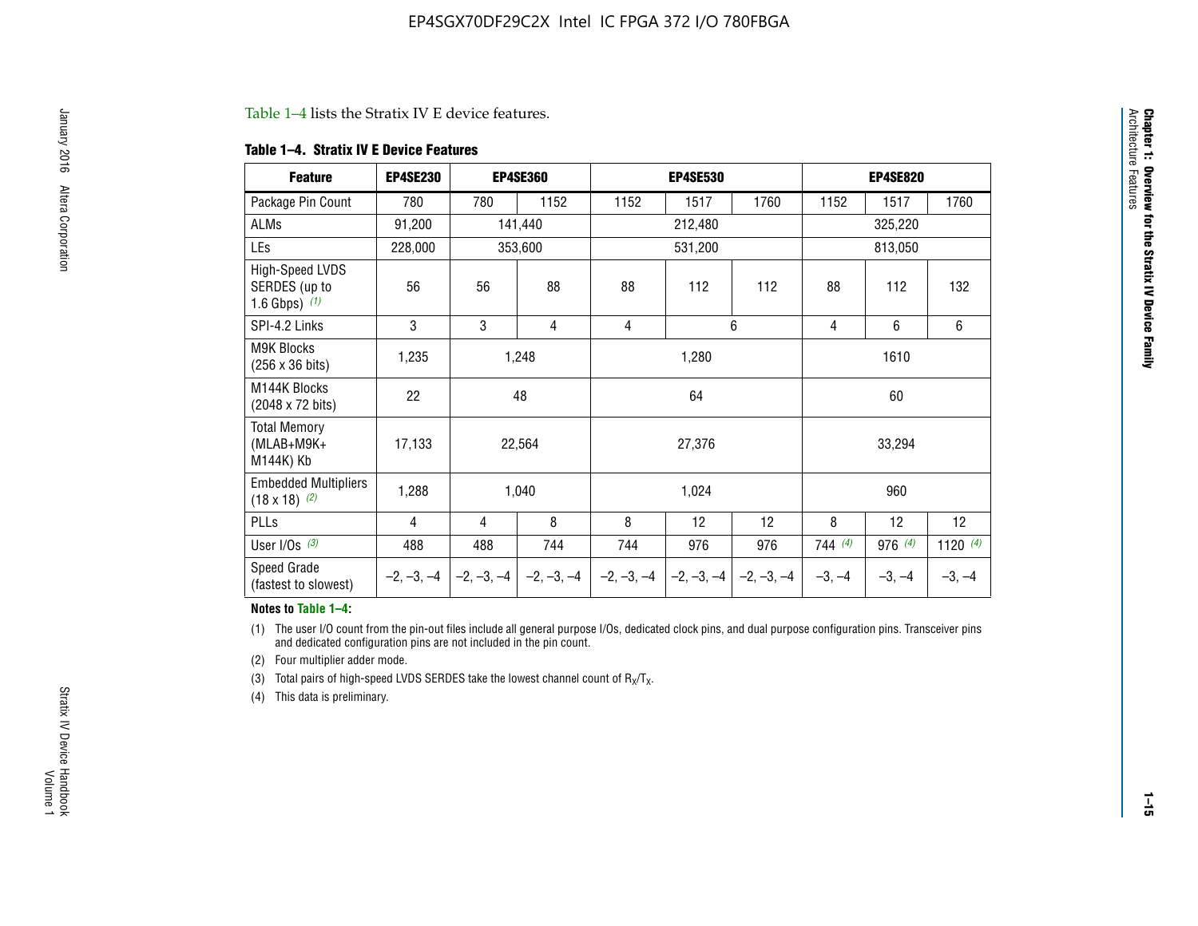Table 1–4 lists the Stratix IV E device features.

**Table 1–4. Stratix IV E Device Features**

| Feature | EP4SE230 | EP4SE360 | | EP4SE530 | | | EP4SE820 | | |
|---|---|---|---|---|---|---|---|---|---|
| Package Pin Count | 780 | 780 | 1152 | 1152 | 1517 | 1760 | 1152 | 1517 | 1760 |
| ALMs | 91,200 | 141,440 | | 212,480 | | | 325,220 | | |
| LEs | 228,000 | 353,600 | | 531,200 | | | 813,050 | | |
| High-Speed LVDS SERDES (up to 1.6 Gbps) *(1)* | 56 | 56 | 88 | 88 | 112 | 112 | 88 | 112 | 132 |
| SPI-4.2 Links | 3 | 3 | 4 | 4 | 6 | | 4 | 6 | 6 |
| M9K Blocks (256 x 36 bits) | 1,235 | 1,248 | | 1,280 | | | 1610 | | |
| M144K Blocks (2048 x 72 bits) | 22 | 48 | | 64 | | | 60 | | |
| Total Memory (MLAB+M9K+ M144K) Kb | 17,133 | 22,564 | | 27,376 | | | 33,294 | | |
| Embedded Multipliers (18 x 18) *(2)* | 1,288 | 1,040 | | 1,024 | | | 960 | | |
| PLLs | 4 | 4 | 8 | 8 | 12 | 12 | 8 | 12 | 12 |
| User I/Os *(3)* | 488 | 488 | 744 | 744 | 976 | 976 | 744 *(4)* | 976 *(4)* | 1120 *(4)* |
| Speed Grade (fastest to slowest) | –2, –3, –4 | –2, –3, –4 | –2, –3, –4 | –2, –3, –4 | –2, –3, –4 | –2, –3, –4 | –3, –4 | –3, –4 | –3, –4 |

**Notes to Table 1–4:**

(1) The user I/O count from the pin-out files include all general purpose I/Os, dedicated clock pins, and dual purpose configuration pins. Transceiver pins and dedicated configuration pins are not included in the pin count.

(2) Four multiplier adder mode.

(3) Total pairs of high-speed LVDS SERDES take the lowest channel count of $R_X/T_X$.

(4) This data is preliminary.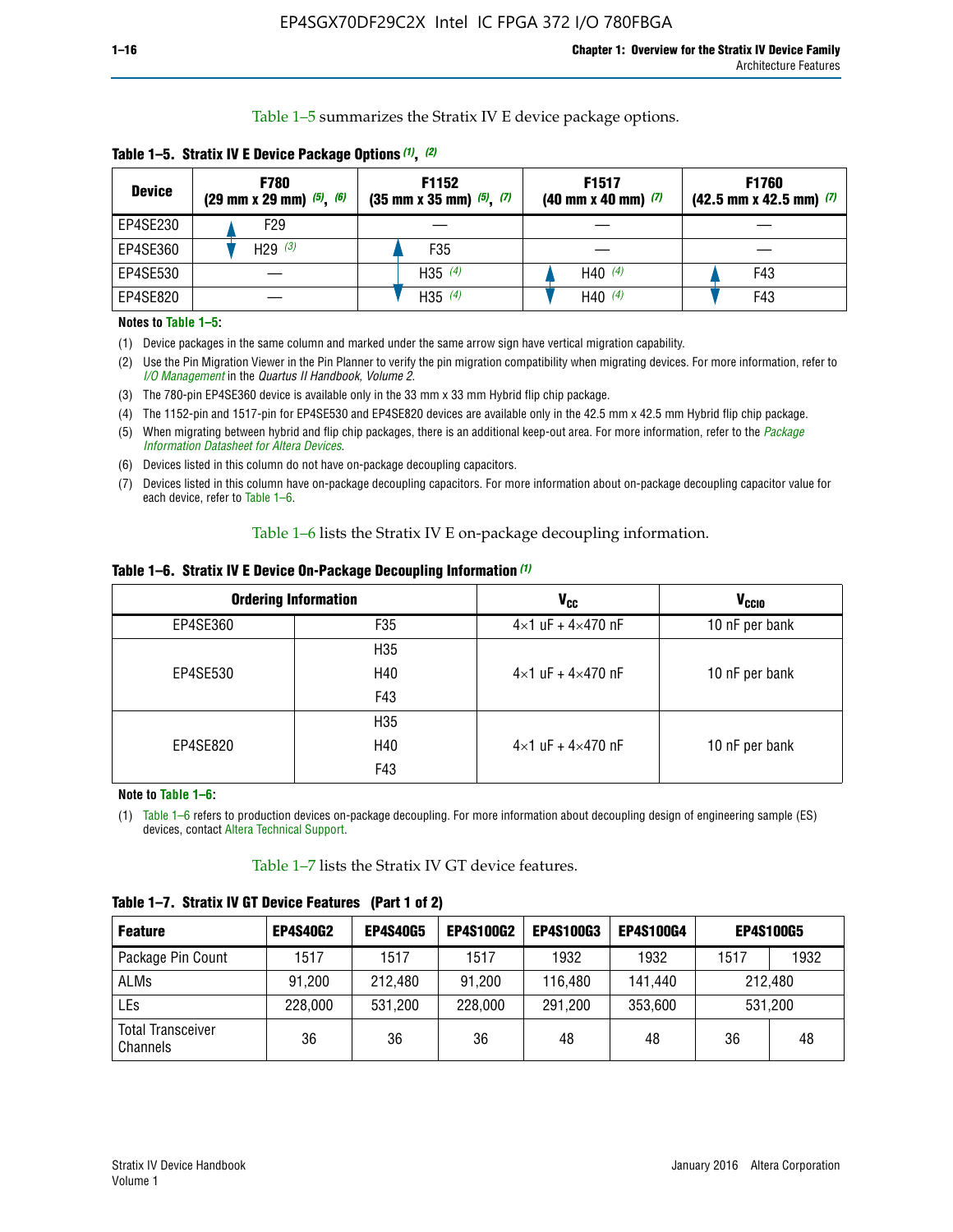Table 1–5 summarizes the Stratix IV E device package options.

**Table 1–5. Stratix IV E Device Package Options (1), (2)**

| Device | F780 (29 mm x 29 mm) (5), (6) | F1152 (35 mm x 35 mm) (5), (7) | F1517 (40 mm x 40 mm) (7) | F1760 (42.5 mm x 42.5 mm) (7) |
|---|---|---|---|---|
| EP4SE230 | F29 | — | — | — |
| EP4SE360 | H29 (3) | F35 | — | — |
| EP4SE530 | — | H35 (4) | H40 (4) | F43 |
| EP4SE820 | — | H35 (4) | H40 (4) | F43 |

**Notes to Table 1–5:**

(1) Device packages in the same column and marked under the same arrow sign have vertical migration capability.

(2) Use the Pin Migration Viewer in the Pin Planner to verify the pin migration compatibility when migrating devices. For more information, refer to *I/O Management* in the *Quartus II Handbook, Volume 2*.

(3) The 780-pin EP4SE360 device is available only in the 33 mm x 33 mm Hybrid flip chip package.

(4) The 1152-pin and 1517-pin for EP4SE530 and EP4SE820 devices are available only in the 42.5 mm x 42.5 mm Hybrid flip chip package.

(5) When migrating between hybrid and flip chip packages, there is an additional keep-out area. For more information, refer to the *Package Information Datasheet for Altera Devices*.

(6) Devices listed in this column do not have on-package decoupling capacitors.

(7) Devices listed in this column have on-package decoupling capacitors. For more information about on-package decoupling capacitor value for each device, refer to Table 1–6.

Table 1–6 lists the Stratix IV E on-package decoupling information.

**Table 1–6. Stratix IV E Device On-Package Decoupling Information (1)**

| Ordering Information | | $V_{CC}$ | $V_{CCIO}$ |
|---|---|---|---|
| EP4SE360 | F35 | 4×1 uF + 4×470 nF | 10 nF per bank |
| EP4SE530 | H35<br>H40<br>F43 | 4×1 uF + 4×470 nF | 10 nF per bank |
| EP4SE820 | H35<br>H40<br>F43 | 4×1 uF + 4×470 nF | 10 nF per bank |

**Note to Table 1–6:**

(1) Table 1–6 refers to production devices on-package decoupling. For more information about decoupling design of engineering sample (ES) devices, contact Altera Technical Support.

Table 1–7 lists the Stratix IV GT device features.

**Table 1–7. Stratix IV GT Device Features (Part 1 of 2)**

| Feature | EP4S40G2 | EP4S40G5 | EP4S100G2 | EP4S100G3 | EP4S100G4 | EP4S100G5 | |
|---|---|---|---|---|---|---|---|
| Package Pin Count | 1517 | 1517 | 1517 | 1932 | 1932 | 1517 | 1932 |
| ALMs | 91,200 | 212,480 | 91,200 | 116,480 | 141,440 | 212,480 | |
| LEs | 228,000 | 531,200 | 228,000 | 291,200 | 353,600 | 531,200 | |
| Total Transceiver Channels | 36 | 36 | 36 | 48 | 48 | 36 | 48 |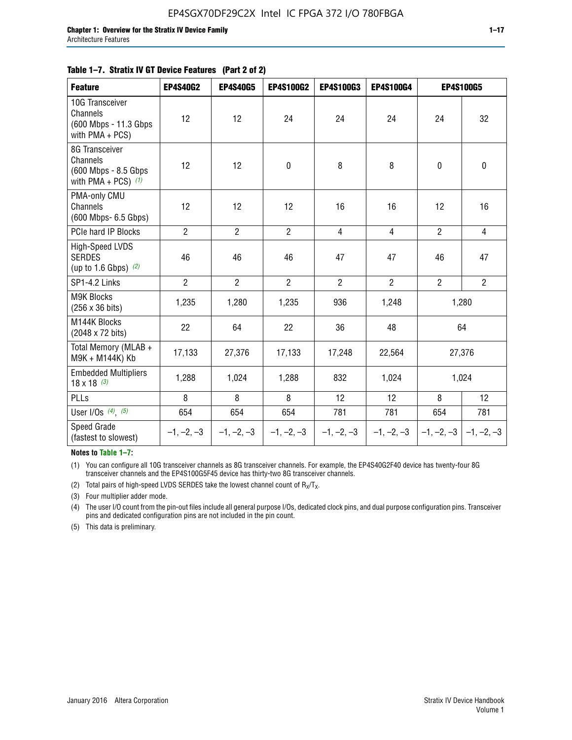**Table 1–7. Stratix IV GT Device Features (Part 2 of 2)**

| Feature | EP4S40G2 | EP4S40G5 | EP4S100G2 | EP4S100G3 | EP4S100G4 | EP4S100G5 | |
|---|---|---|---|---|---|---|---|
| 10G Transceiver Channels (600 Mbps - 11.3 Gbps with PMA + PCS) | 12 | 12 | 24 | 24 | 24 | 24 | 32 |
| 8G Transceiver Channels (600 Mbps - 8.5 Gbps with PMA + PCS) *(1)* | 12 | 12 | 0 | 8 | 8 | 0 | 0 |
| PMA-only CMU Channels (600 Mbps- 6.5 Gbps) | 12 | 12 | 12 | 16 | 16 | 12 | 16 |
| PCIe hard IP Blocks | 2 | 2 | 2 | 4 | 4 | 2 | 4 |
| High-Speed LVDS SERDES (up to 1.6 Gbps) *(2)* | 46 | 46 | 46 | 47 | 47 | 46 | 47 |
| SP1-4.2 Links | 2 | 2 | 2 | 2 | 2 | 2 | 2 |
| M9K Blocks (256 x 36 bits) | 1,235 | 1,280 | 1,235 | 936 | 1,248 | 1,280 | |
| M144K Blocks (2048 x 72 bits) | 22 | 64 | 22 | 36 | 48 | 64 | |
| Total Memory (MLAB + M9K + M144K) Kb | 17,133 | 27,376 | 17,133 | 17,248 | 22,564 | 27,376 | |
| Embedded Multipliers 18 x 18 *(3)* | 1,288 | 1,024 | 1,288 | 832 | 1,024 | 1,024 | |
| PLLs | 8 | 8 | 8 | 12 | 12 | 8 | 12 |
| User I/Os *(4)*, *(5)* | 654 | 654 | 654 | 781 | 781 | 654 | 781 |
| Speed Grade (fastest to slowest) | –1, –2, –3 | –1, –2, –3 | –1, –2, –3 | –1, –2, –3 | –1, –2, –3 | –1, –2, –3 | –1, –2, –3 |

**Notes to Table 1–7:**

(1) You can configure all 10G transceiver channels as 8G transceiver channels. For example, the EP4S40G2F40 device has twenty-four 8G transceiver channels and the EP4S100G5F45 device has thirty-two 8G transceiver channels.

(2) Total pairs of high-speed LVDS SERDES take the lowest channel count of $R_X/T_X$.

(3) Four multiplier adder mode.

(4) The user I/O count from the pin-out files include all general purpose I/Os, dedicated clock pins, and dual purpose configuration pins. Transceiver pins and dedicated configuration pins are not included in the pin count.

(5) This data is preliminary.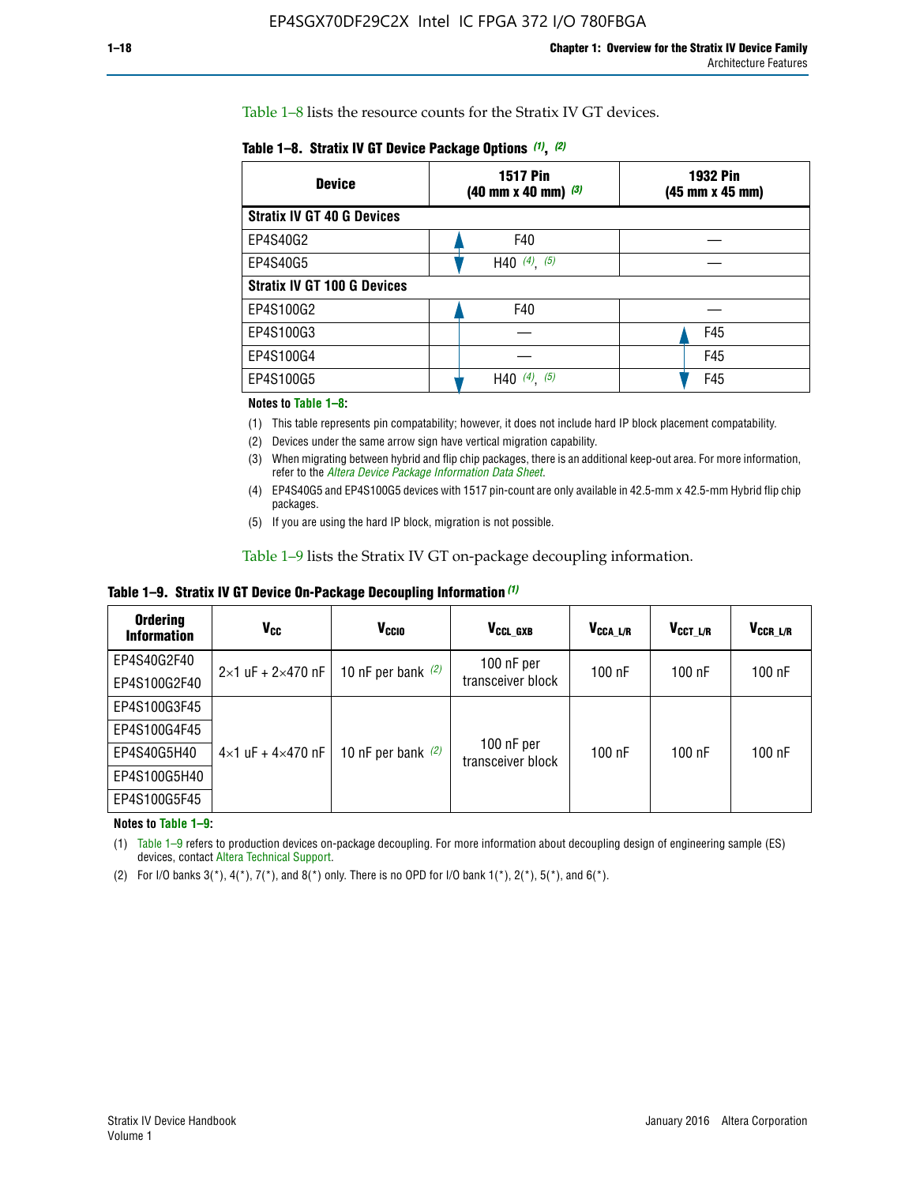Table 1–8 lists the resource counts for the Stratix IV GT devices.

**Table 1–8. Stratix IV GT Device Package Options (1), (2)**

| Device | 1517 Pin (40 mm x 40 mm) (3) | 1932 Pin (45 mm x 45 mm) |
|---|---|---|
| **Stratix IV GT 40 G Devices** | | |
| EP4S40G2 | F40 | — |
| EP4S40G5 | H40 (4), (5) | — |
| **Stratix IV GT 100 G Devices** | | |
| EP4S100G2 | F40 | — |
| EP4S100G3 | — | F45 |
| EP4S100G4 | — | F45 |
| EP4S100G5 | H40 (4), (5) | F45 |

**Notes to Table 1–8:**

(1) This table represents pin compatability; however, it does not include hard IP block placement compatability.

(2) Devices under the same arrow sign have vertical migration capability.

(3) When migrating between hybrid and flip chip packages, there is an additional keep-out area. For more information, refer to the *Altera Device Package Information Data Sheet*.

(4) EP4S40G5 and EP4S100G5 devices with 1517 pin-count are only available in 42.5-mm x 42.5-mm Hybrid flip chip packages.

(5) If you are using the hard IP block, migration is not possible.

Table 1–9 lists the Stratix IV GT on-package decoupling information.

**Table 1–9. Stratix IV GT Device On-Package Decoupling Information (1)**

| Ordering Information | $V_{CC}$ | $V_{CCIO}$ | $V_{CCL\_GXB}$ | $V_{CCA\_L/R}$ | $V_{CCT\_L/R}$ | $V_{CCR\_L/R}$ |
|---|---|---|---|---|---|---|
| EP4S40G2F40 | 2×1 uF + 2×470 nF | 10 nF per bank (2) | 100 nF per transceiver block | 100 nF | 100 nF | 100 nF |
| EP4S100G2F40 | | | | | | |
| EP4S100G3F45 | 4×1 uF + 4×470 nF | 10 nF per bank (2) | 100 nF per transceiver block | 100 nF | 100 nF | 100 nF |
| EP4S100G4F45 | | | | | | |
| EP4S40G5H40 | | | | | | |
| EP4S100G5H40 | | | | | | |
| EP4S100G5F45 | | | | | | |

**Notes to Table 1–9:**

(1) Table 1–9 refers to production devices on-package decoupling. For more information about decoupling design of engineering sample (ES) devices, contact Altera Technical Support.

(2) For I/O banks 3(*), 4(*), 7(*), and 8(*) only. There is no OPD for I/O bank 1(*), 2(*), 5(*), and 6(*).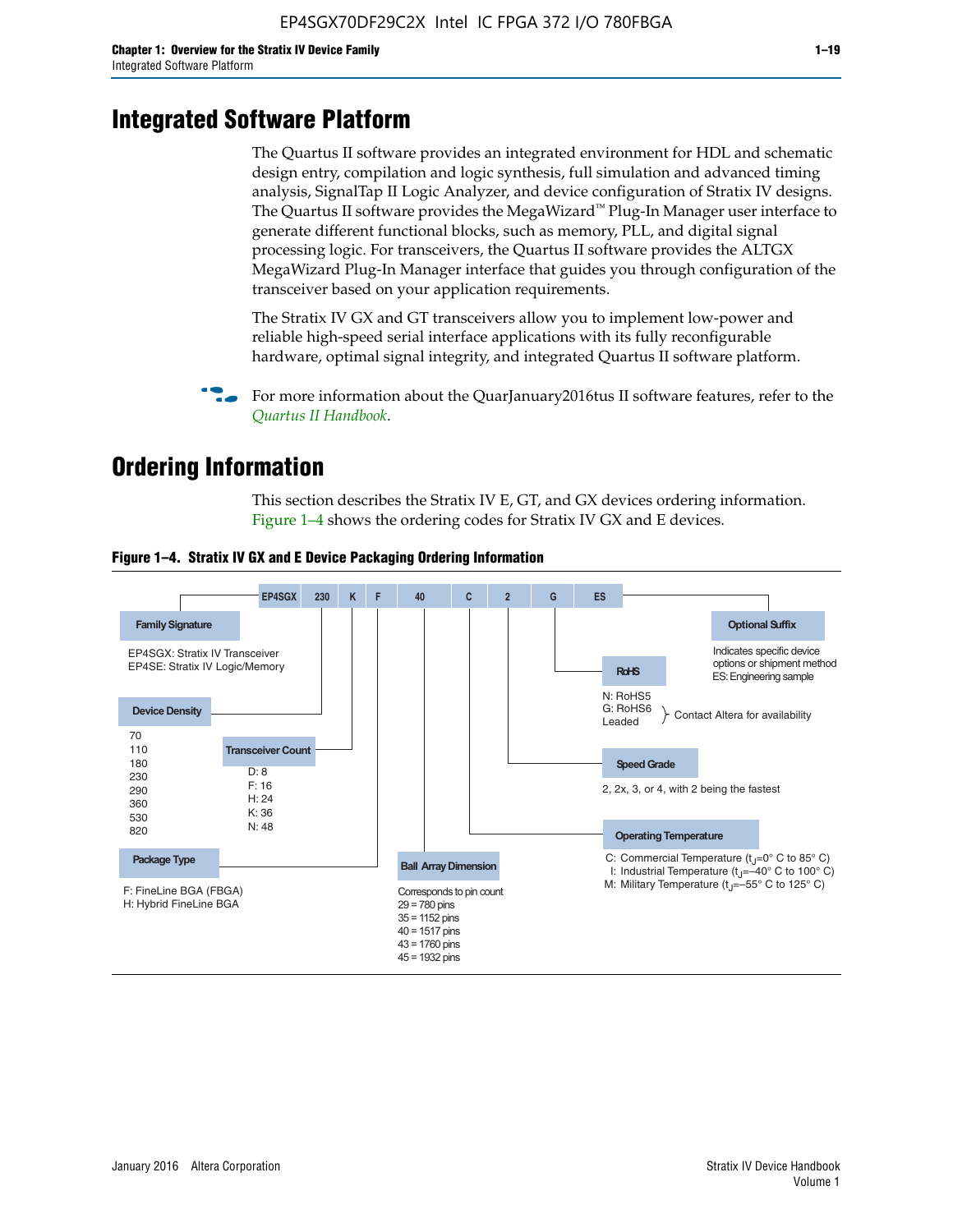# Integrated Software Platform

The Quartus II software provides an integrated environment for HDL and schematic design entry, compilation and logic synthesis, full simulation and advanced timing analysis, SignalTap II Logic Analyzer, and device configuration of Stratix IV designs. The Quartus II software provides the MegaWizard™ Plug-In Manager user interface to generate different functional blocks, such as memory, PLL, and digital signal processing logic. For transceivers, the Quartus II software provides the ALTGX MegaWizard Plug-In Manager interface that guides you through configuration of the transceiver based on your application requirements.

The Stratix IV GX and GT transceivers allow you to implement low-power and reliable high-speed serial interface applications with its fully reconfigurable hardware, optimal signal integrity, and integrated Quartus II software platform.

For more information about the QuarJanuary2016tus II software features, refer to the *Quartus II Handbook*.

# Ordering Information

This section describes the Stratix IV E, GT, and GX devices ordering information. Figure 1–4 shows the ordering codes for Stratix IV GX and E devices.

**Figure 1–4. Stratix IV GX and E Device Packaging Ordering Information**

EP4SGX | 230 | K | F | 40 | C | 2 | G | ES

**Family Signature**
- EP4SGX: Stratix IV Transceiver
- EP4SE: Stratix IV Logic/Memory

**Device Density**
70, 110, 180, 230, 290, 360, 530, 820

**Transceiver Count**
- D: 8
- F: 16
- H: 24
- K: 36
- N: 48

**Package Type**
- F: FineLine BGA (FBGA)
- H: Hybrid FineLine BGA

**Ball Array Dimension**
Corresponds to pin count
- 29 = 780 pins
- 35 = 1152 pins
- 40 = 1517 pins
- 43 = 1760 pins
- 45 = 1932 pins

**Operating Temperature**
- C: Commercial Temperature ($t_J$=0° C to 85° C)
- I: Industrial Temperature ($t_J$=–40° C to 100° C)
- M: Military Temperature ($t_J$=–55° C to 125° C)

**Speed Grade**
2, 2x, 3, or 4, with 2 being the fastest

**RoHS**
- N: RoHS5
- G: RoHS6
- Leaded

Contact Altera for availability

**Optional Suffix**
Indicates specific device options or shipment method
ES: Engineering sample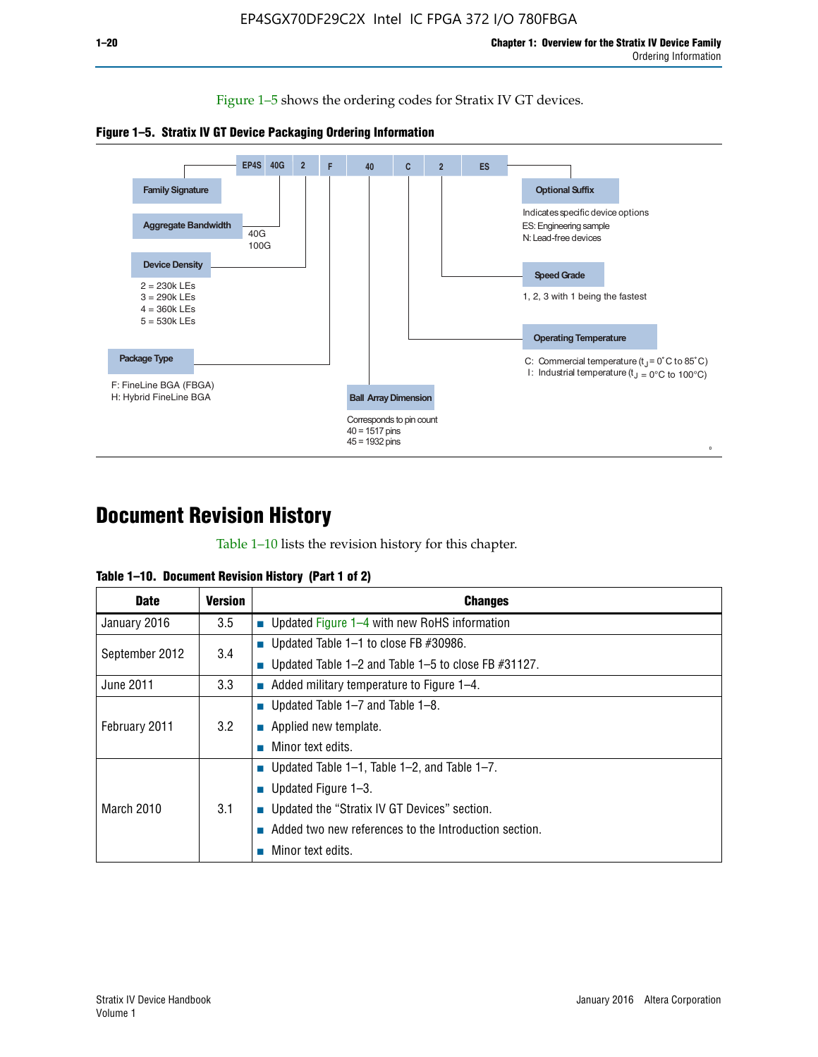Figure 1–5 shows the ordering codes for Stratix IV GT devices.

**Figure 1–5. Stratix IV GT Device Packaging Ordering Information**

EP4S 40G 2 F 40 C 2 ES

- **Family Signature**
- **Aggregate Bandwidth**
  - 40G
  - 100G
- **Device Density**
  - 2 = 230k LEs
  - 3 = 290k LEs
  - 4 = 360k LEs
  - 5 = 530k LEs
- **Package Type**
  - F: FineLine BGA (FBGA)
  - H: Hybrid FineLine BGA
- **Ball Array Dimension**
  - Corresponds to pin count
  - 40 = 1517 pins
  - 45 = 1932 pins
- **Operating Temperature**
  - C: Commercial temperature ($t_J$ = 0˚C to 85˚C)
  - I: Industrial temperature ($t_J$ = 0°C to 100°C)
- **Speed Grade**
  - 1, 2, 3 with 1 being the fastest
- **Optional Suffix**
  - Indicates specific device options
  - ES: Engineering sample
  - N: Lead-free devices

# Document Revision History

Table 1–10 lists the revision history for this chapter.

**Table 1–10. Document Revision History (Part 1 of 2)**

| Date | Version | Changes |
|---|---|---|
| January 2016 | 3.5 | ■ Updated Figure 1–4 with new RoHS information |
| September 2012 | 3.4 | ■ Updated Table 1–1 to close FB #30986.<br>■ Updated Table 1–2 and Table 1–5 to close FB #31127. |
| June 2011 | 3.3 | ■ Added military temperature to Figure 1–4. |
| February 2011 | 3.2 | ■ Updated Table 1–7 and Table 1–8.<br>■ Applied new template.<br>■ Minor text edits. |
| March 2010 | 3.1 | ■ Updated Table 1–1, Table 1–2, and Table 1–7.<br>■ Updated Figure 1–3.<br>■ Updated the "Stratix IV GT Devices" section.<br>■ Added two new references to the Introduction section.<br>■ Minor text edits. |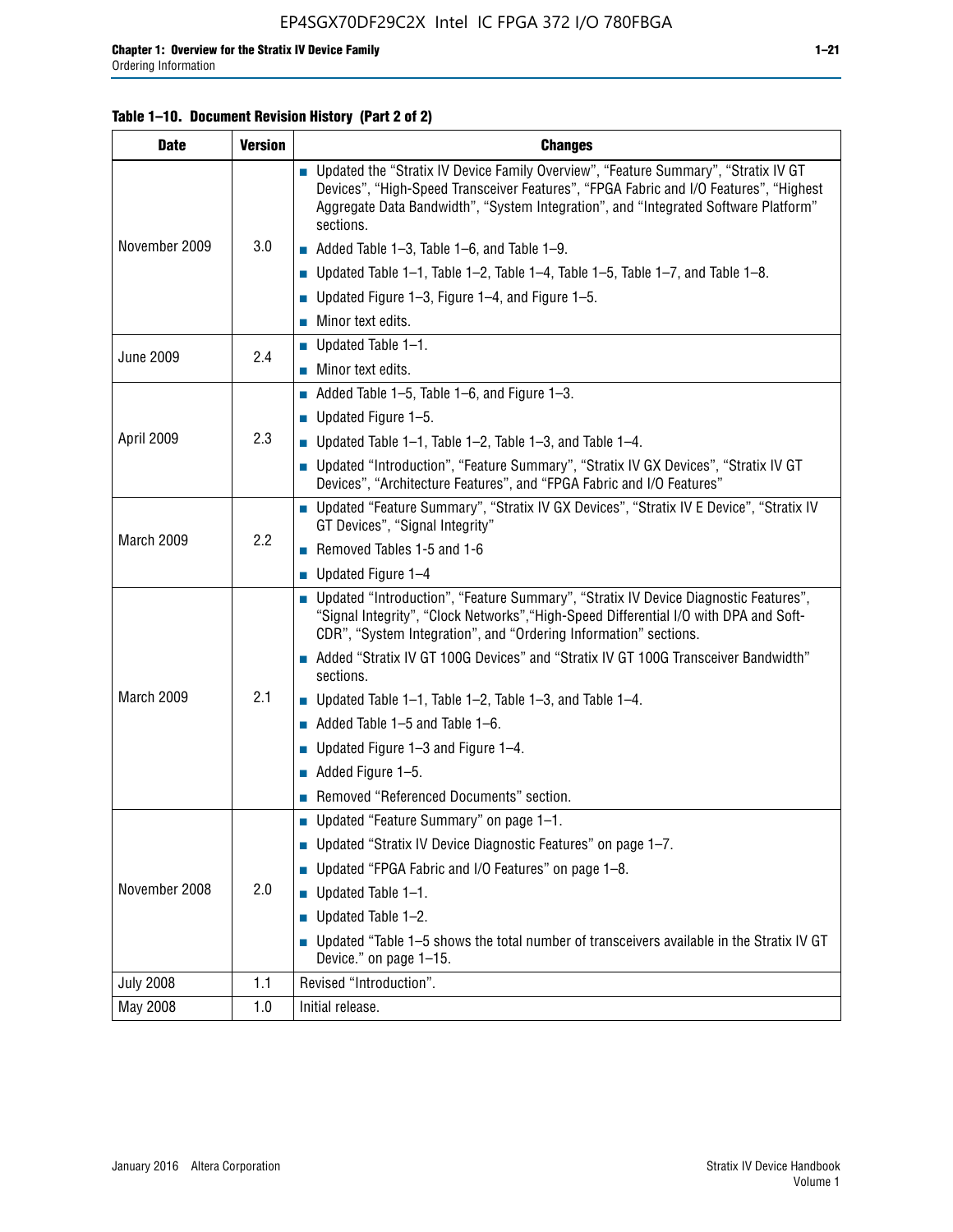**Table 1–10. Document Revision History (Part 2 of 2)**

| Date | Version | Changes |
|---|---|---|
| November 2009 | 3.0 | ■ Updated the "Stratix IV Device Family Overview", "Feature Summary", "Stratix IV GT Devices", "High-Speed Transceiver Features", "FPGA Fabric and I/O Features", "Highest Aggregate Data Bandwidth", "System Integration", and "Integrated Software Platform" sections.<br>■ Added Table 1–3, Table 1–6, and Table 1–9.<br>■ Updated Table 1–1, Table 1–2, Table 1–4, Table 1–5, Table 1–7, and Table 1–8.<br>■ Updated Figure 1–3, Figure 1–4, and Figure 1–5.<br>■ Minor text edits. |
| June 2009 | 2.4 | ■ Updated Table 1–1.<br>■ Minor text edits. |
| April 2009 | 2.3 | ■ Added Table 1–5, Table 1–6, and Figure 1–3.<br>■ Updated Figure 1–5.<br>■ Updated Table 1–1, Table 1–2, Table 1–3, and Table 1–4.<br>■ Updated "Introduction", "Feature Summary", "Stratix IV GX Devices", "Stratix IV GT Devices", "Architecture Features", and "FPGA Fabric and I/O Features" |
| March 2009 | 2.2 | ■ Updated "Feature Summary", "Stratix IV GX Devices", "Stratix IV E Device", "Stratix IV GT Devices", "Signal Integrity"<br>■ Removed Tables 1-5 and 1-6<br>■ Updated Figure 1–4 |
| March 2009 | 2.1 | ■ Updated "Introduction", "Feature Summary", "Stratix IV Device Diagnostic Features", "Signal Integrity", "Clock Networks","High-Speed Differential I/O with DPA and Soft-CDR", "System Integration", and "Ordering Information" sections.<br>■ Added "Stratix IV GT 100G Devices" and "Stratix IV GT 100G Transceiver Bandwidth" sections.<br>■ Updated Table 1–1, Table 1–2, Table 1–3, and Table 1–4.<br>■ Added Table 1–5 and Table 1–6.<br>■ Updated Figure 1–3 and Figure 1–4.<br>■ Added Figure 1–5.<br>■ Removed "Referenced Documents" section. |
| November 2008 | 2.0 | ■ Updated "Feature Summary" on page 1–1.<br>■ Updated "Stratix IV Device Diagnostic Features" on page 1–7.<br>■ Updated "FPGA Fabric and I/O Features" on page 1–8.<br>■ Updated Table 1–1.<br>■ Updated Table 1–2.<br>■ Updated "Table 1–5 shows the total number of transceivers available in the Stratix IV GT Device." on page 1–15. |
| July 2008 | 1.1 | Revised "Introduction". |
| May 2008 | 1.0 | Initial release. |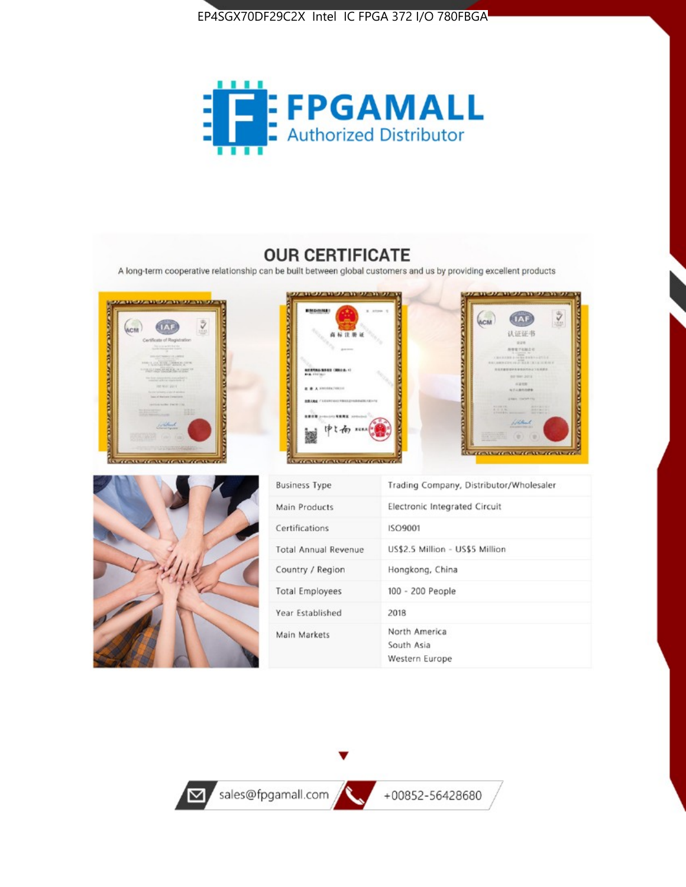FPGAMALL
Authorized Distributor

## OUR CERTIFICATE

A long-term cooperative relationship can be built between global customers and us by providing excellent products

| | |
|---|---|
| Business Type | Trading Company, Distributor/Wholesaler |
| Main Products | Electronic Integrated Circuit |
| Certifications | ISO9001 |
| Total Annual Revenue | US$2.5 Million - US$5 Million |
| Country / Region | Hongkong, China |
| Total Employees | 100 - 200 People |
| Year Established | 2018 |
| Main Markets | North America<br>South Asia<br>Western Europe |

sales@fpgamall.com

+00852-56428680